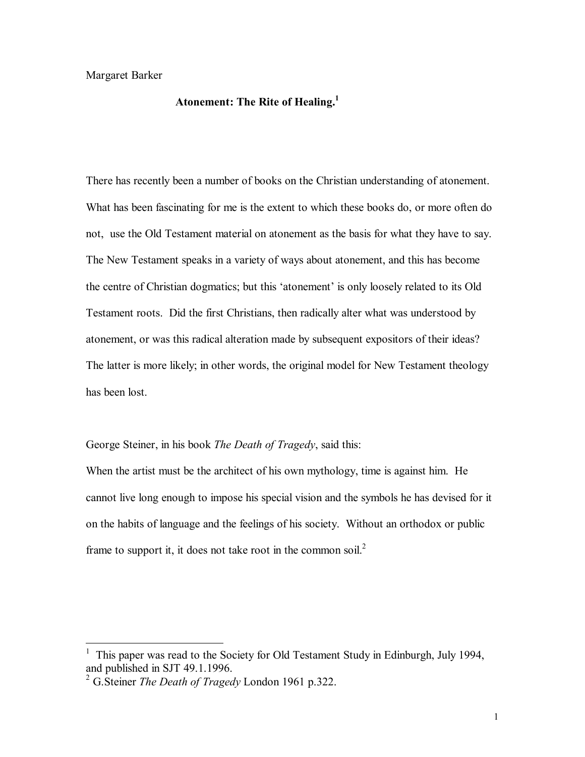Margaret Barker

# Atonement: The Rite of Healing.[1]

There has recently been a number of books on the Christian understanding of atonement. What has been fascinating for me is the extent to which these books do, or more often do not, use the Old Testament material on atonement as the basis for what they have to say. The New Testament speaks in a variety of ways about atonement, and this has become the centre of Christian dogmatics; but this 'atonement' is only loosely related to its Old Testament roots. Did the first Christians, then radically alter what was understood by atonement, or was this radical alteration made by subsequent expositors of their ideas? The latter is more likely; in other words, the original model for New Testament theology has been lost.

George Steiner, in his book *The Death of Tragedy*, said this:

When the artist must be the architect of his own mythology, time is against him. He cannot live long enough to impose his special vision and the symbols he has devised for it on the habits of language and the feelings of his society. Without an orthodox or public frame to support it, it does not take root in the common soil.[2]

---

[1] This paper was read to the Society for Old Testament Study in Edinburgh, July 1994, and published in SJT 49.1.1996.

[2] G.Steiner *The Death of Tragedy* London 1961 p.322.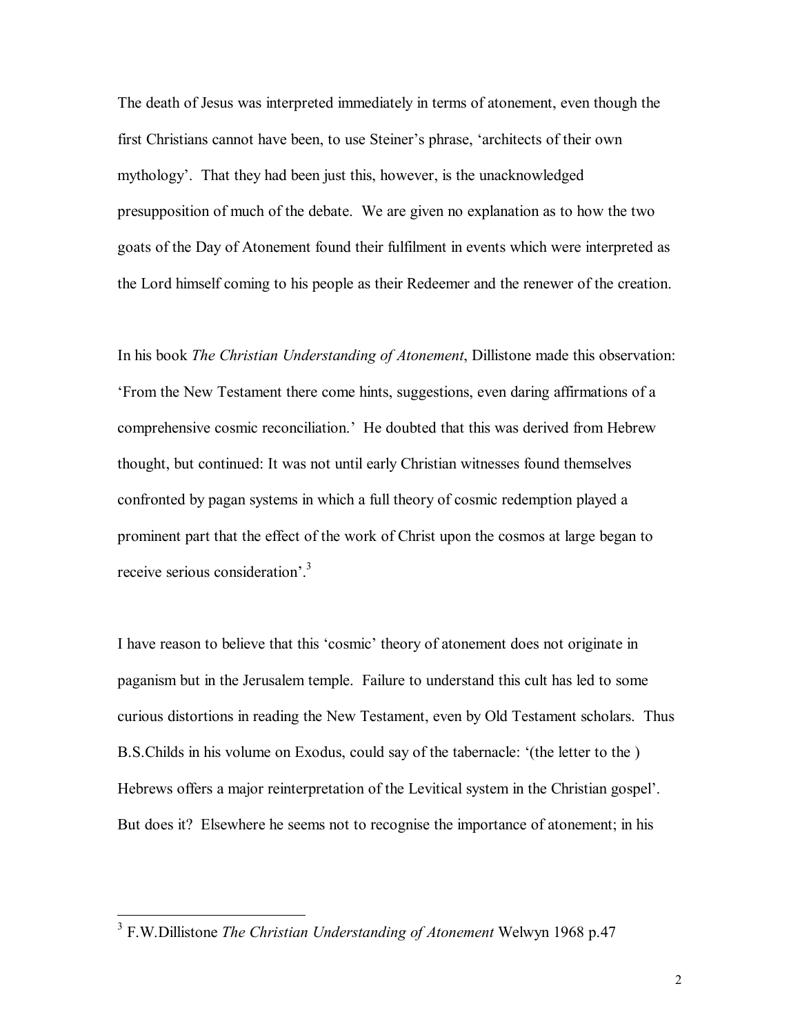The death of Jesus was interpreted immediately in terms of atonement, even though the first Christians cannot have been, to use Steiner's phrase, 'architects of their own mythology'. That they had been just this, however, is the unacknowledged presupposition of much of the debate. We are given no explanation as to how the two goats of the Day of Atonement found their fulfilment in events which were interpreted as the Lord himself coming to his people as their Redeemer and the renewer of the creation.

In his book *The Christian Understanding of Atonement*, Dillistone made this observation: 'From the New Testament there come hints, suggestions, even daring affirmations of a comprehensive cosmic reconciliation.' He doubted that this was derived from Hebrew thought, but continued: It was not until early Christian witnesses found themselves confronted by pagan systems in which a full theory of cosmic redemption played a prominent part that the effect of the work of Christ upon the cosmos at large began to receive serious consideration'.[3]

I have reason to believe that this 'cosmic' theory of atonement does not originate in paganism but in the Jerusalem temple. Failure to understand this cult has led to some curious distortions in reading the New Testament, even by Old Testament scholars. Thus B.S.Childs in his volume on Exodus, could say of the tabernacle: '(the letter to the ) Hebrews offers a major reinterpretation of the Levitical system in the Christian gospel'. But does it? Elsewhere he seems not to recognise the importance of atonement; in his

---

[3] F.W.Dillistone *The Christian Understanding of Atonement* Welwyn 1968 p.47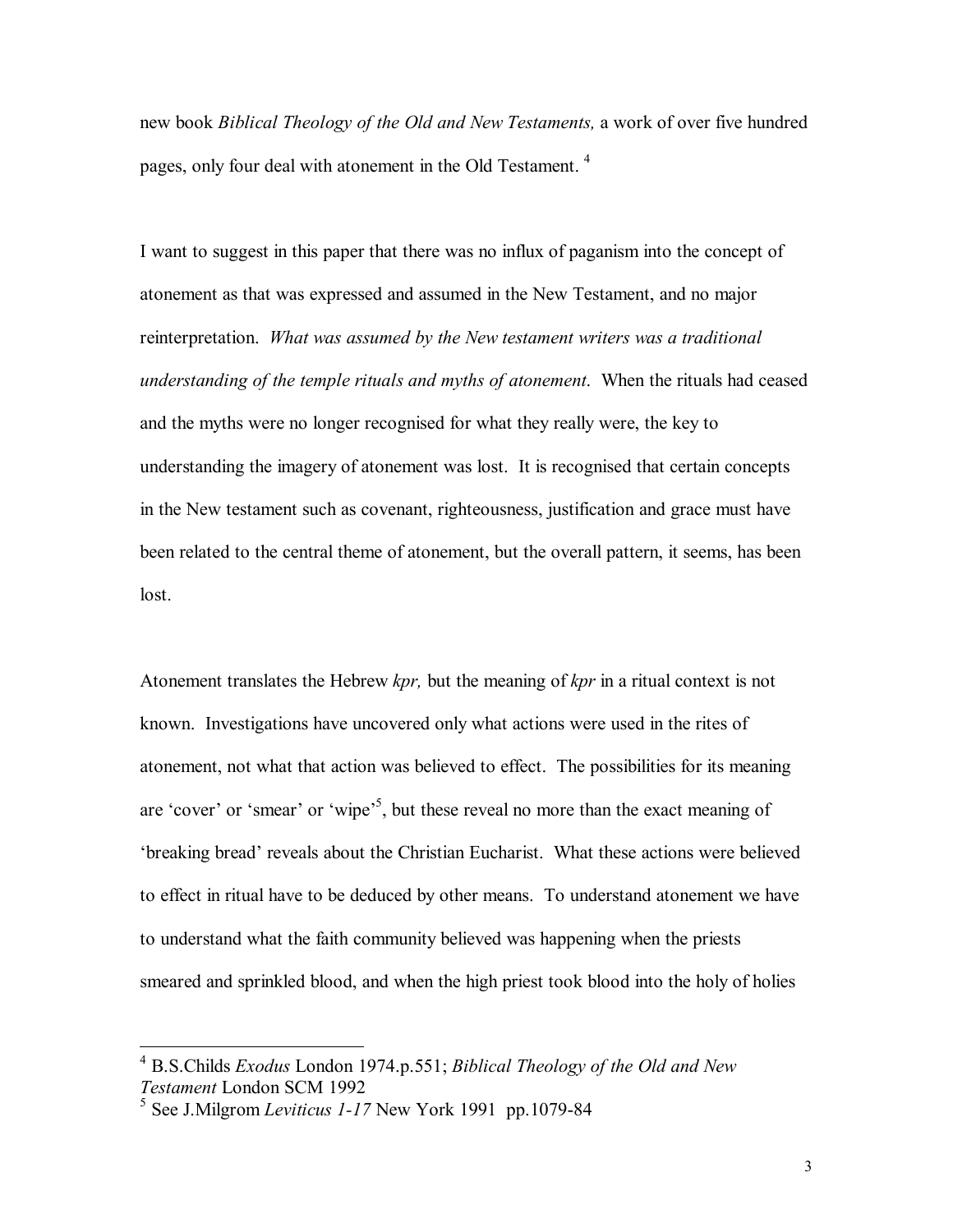new book *Biblical Theology of the Old and New Testaments,* a work of over five hundred pages, only four deal with atonement in the Old Testament. [4]

I want to suggest in this paper that there was no influx of paganism into the concept of atonement as that was expressed and assumed in the New Testament, and no major reinterpretation. *What was assumed by the New testament writers was a traditional understanding of the temple rituals and myths of atonement*. When the rituals had ceased and the myths were no longer recognised for what they really were, the key to understanding the imagery of atonement was lost. It is recognised that certain concepts in the New testament such as covenant, righteousness, justification and grace must have been related to the central theme of atonement, but the overall pattern, it seems, has been lost.

Atonement translates the Hebrew *kpr,* but the meaning of *kpr* in a ritual context is not known. Investigations have uncovered only what actions were used in the rites of atonement, not what that action was believed to effect. The possibilities for its meaning are 'cover' or 'smear' or 'wipe'[5], but these reveal no more than the exact meaning of 'breaking bread' reveals about the Christian Eucharist. What these actions were believed to effect in ritual have to be deduced by other means. To understand atonement we have to understand what the faith community believed was happening when the priests smeared and sprinkled blood, and when the high priest took blood into the holy of holies

---

[4] B.S.Childs *Exodus* London 1974.p.551; *Biblical Theology of the Old and New Testament* London SCM 1992

[5] See J.Milgrom *Leviticus 1-17* New York 1991 pp.1079-84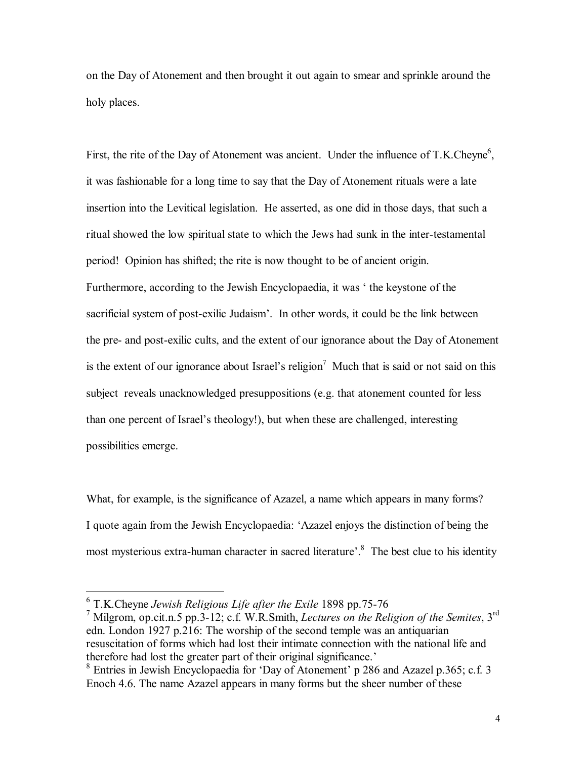on the Day of Atonement and then brought it out again to smear and sprinkle around the holy places.

First, the rite of the Day of Atonement was ancient. Under the influence of T.K.Cheyne[6], it was fashionable for a long time to say that the Day of Atonement rituals were a late insertion into the Levitical legislation. He asserted, as one did in those days, that such a ritual showed the low spiritual state to which the Jews had sunk in the inter-testamental period! Opinion has shifted; the rite is now thought to be of ancient origin. Furthermore, according to the Jewish Encyclopaedia, it was ' the keystone of the sacrificial system of post-exilic Judaism'. In other words, it could be the link between the pre- and post-exilic cults, and the extent of our ignorance about the Day of Atonement is the extent of our ignorance about Israel's religion[7] Much that is said or not said on this subject reveals unacknowledged presuppositions (e.g. that atonement counted for less than one percent of Israel's theology!), but when these are challenged, interesting possibilities emerge.

What, for example, is the significance of Azazel, a name which appears in many forms? I quote again from the Jewish Encyclopaedia: 'Azazel enjoys the distinction of being the most mysterious extra-human character in sacred literature'.[8] The best clue to his identity

---

[6] T.K.Cheyne *Jewish Religious Life after the Exile* 1898 pp.75-76

[7] Milgrom, op.cit.n.5 pp.3-12; c.f. W.R.Smith, *Lectures on the Religion of the Semites*, 3rd edn. London 1927 p.216: The worship of the second temple was an antiquarian resuscitation of forms which had lost their intimate connection with the national life and therefore had lost the greater part of their original significance.'

[8] Entries in Jewish Encyclopaedia for 'Day of Atonement' p 286 and Azazel p.365; c.f. 3 Enoch 4.6. The name Azazel appears in many forms but the sheer number of these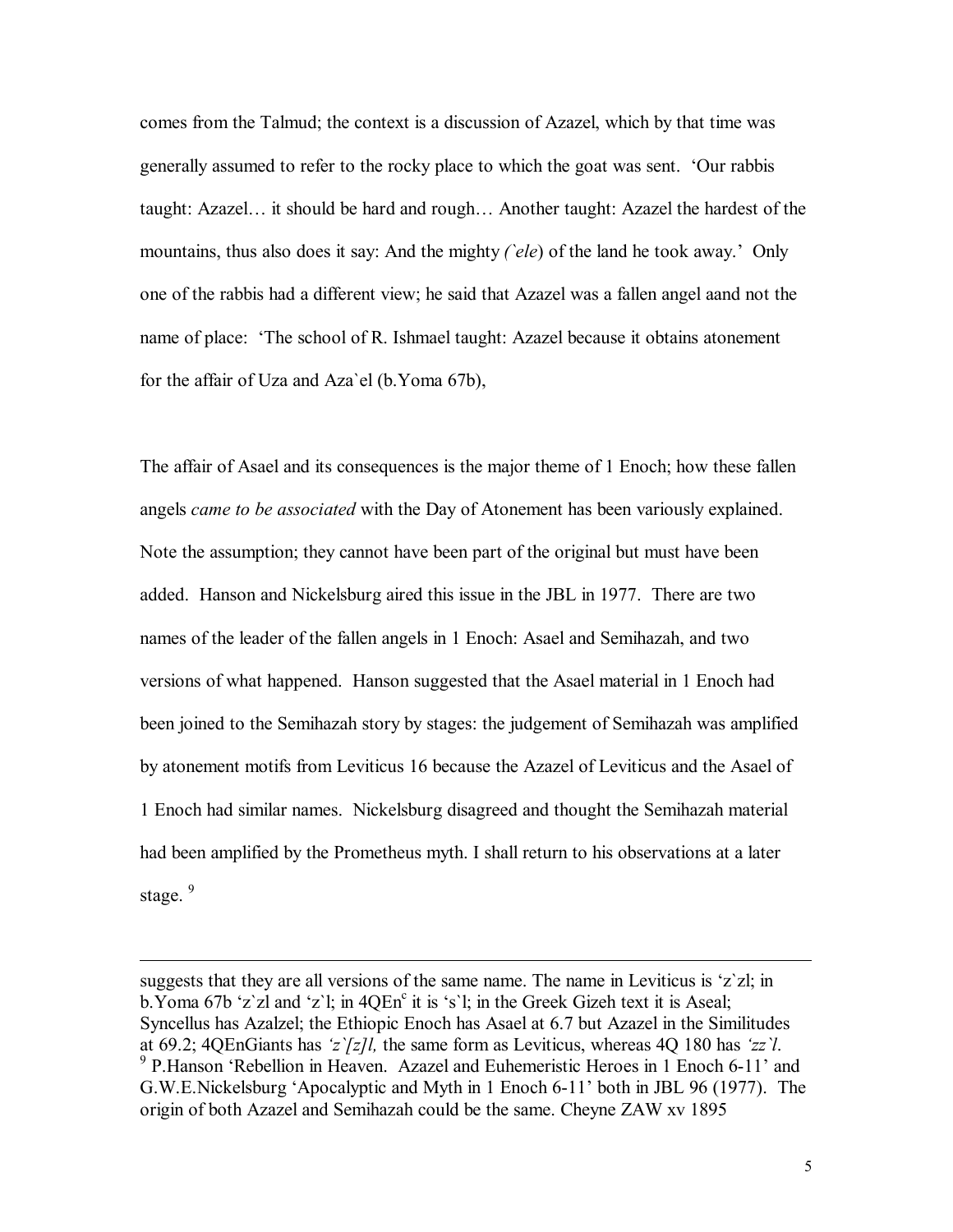comes from the Talmud; the context is a discussion of Azazel, which by that time was generally assumed to refer to the rocky place to which the goat was sent. 'Our rabbis taught: Azazel… it should be hard and rough… Another taught: Azazel the hardest of the mountains, thus also does it say: And the mighty *(`ele*) of the land he took away.' Only one of the rabbis had a different view; he said that Azazel was a fallen angel aand not the name of place: 'The school of R. Ishmael taught: Azazel because it obtains atonement for the affair of Uza and Aza`el (b.Yoma 67b),

The affair of Asael and its consequences is the major theme of 1 Enoch; how these fallen angels *came to be associated* with the Day of Atonement has been variously explained. Note the assumption; they cannot have been part of the original but must have been added. Hanson and Nickelsburg aired this issue in the JBL in 1977. There are two names of the leader of the fallen angels in 1 Enoch: Asael and Semihazah, and two versions of what happened. Hanson suggested that the Asael material in 1 Enoch had been joined to the Semihazah story by stages: the judgement of Semihazah was amplified by atonement motifs from Leviticus 16 because the Azazel of Leviticus and the Asael of 1 Enoch had similar names. Nickelsburg disagreed and thought the Semihazah material had been amplified by the Prometheus myth. I shall return to his observations at a later stage. [9]

---

suggests that they are all versions of the same name. The name in Leviticus is 'z`zl; in b.Yoma 67b 'z`zl and 'z`l; in 4QEn[c] it is 's`l; in the Greek Gizeh text it is Aseal; Syncellus has Azalzel; the Ethiopic Enoch has Asael at 6.7 but Azazel in the Similitudes at 69.2; 4QEnGiants has *'z`[z]l,* the same form as Leviticus, whereas 4Q 180 has *'zz`l*.

[9] P.Hanson 'Rebellion in Heaven. Azazel and Euhemeristic Heroes in 1 Enoch 6-11' and G.W.E.Nickelsburg 'Apocalyptic and Myth in 1 Enoch 6-11' both in JBL 96 (1977). The origin of both Azazel and Semihazah could be the same. Cheyne ZAW xv 1895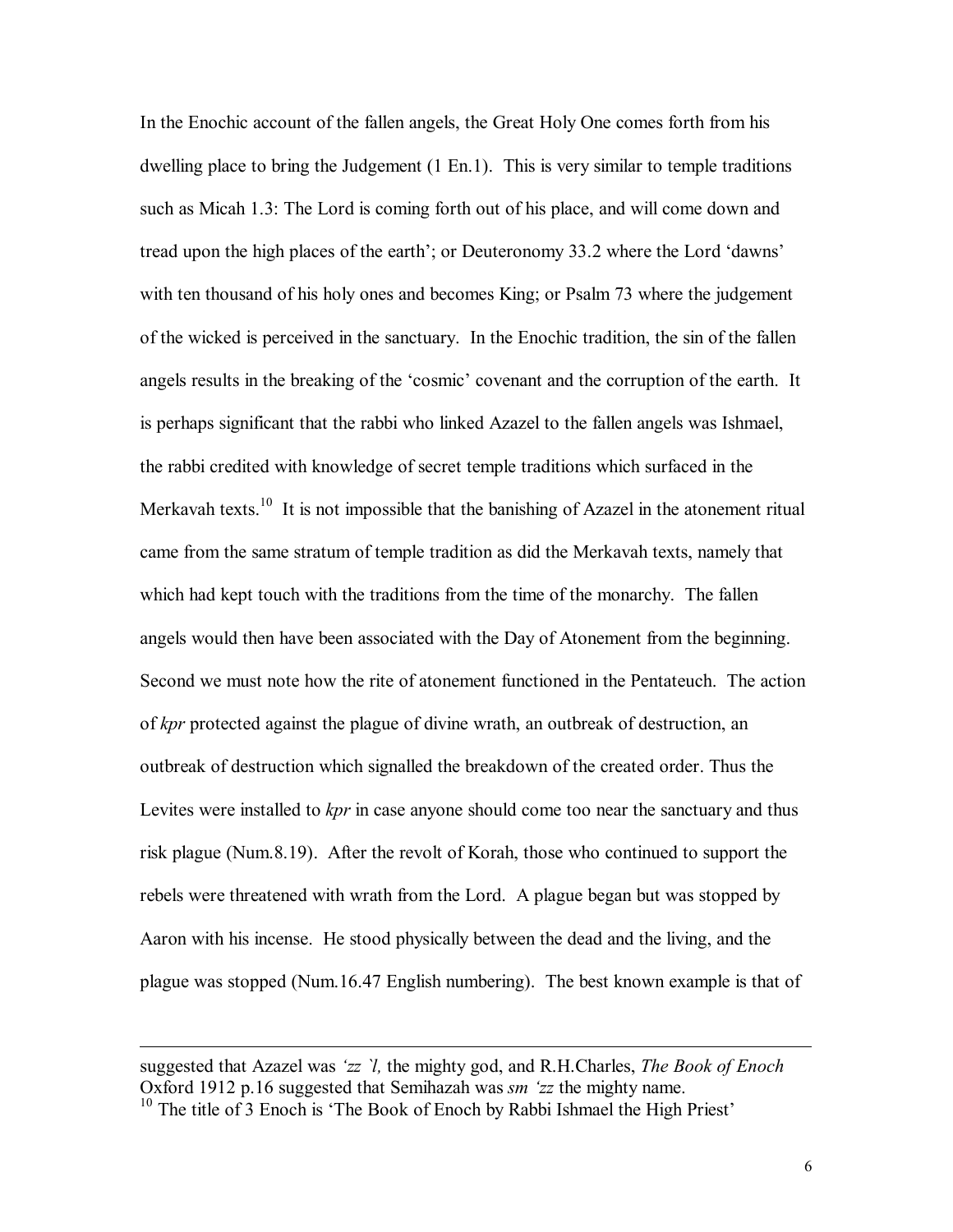In the Enochic account of the fallen angels, the Great Holy One comes forth from his dwelling place to bring the Judgement (1 En.1). This is very similar to temple traditions such as Micah 1.3: The Lord is coming forth out of his place, and will come down and tread upon the high places of the earth'; or Deuteronomy 33.2 where the Lord 'dawns' with ten thousand of his holy ones and becomes King; or Psalm 73 where the judgement of the wicked is perceived in the sanctuary. In the Enochic tradition, the sin of the fallen angels results in the breaking of the 'cosmic' covenant and the corruption of the earth. It is perhaps significant that the rabbi who linked Azazel to the fallen angels was Ishmael, the rabbi credited with knowledge of secret temple traditions which surfaced in the Merkavah texts.[10] It is not impossible that the banishing of Azazel in the atonement ritual came from the same stratum of temple tradition as did the Merkavah texts, namely that which had kept touch with the traditions from the time of the monarchy. The fallen angels would then have been associated with the Day of Atonement from the beginning. Second we must note how the rite of atonement functioned in the Pentateuch. The action of *kpr* protected against the plague of divine wrath, an outbreak of destruction, an outbreak of destruction which signalled the breakdown of the created order. Thus the Levites were installed to *kpr* in case anyone should come too near the sanctuary and thus risk plague (Num.8.19). After the revolt of Korah, those who continued to support the rebels were threatened with wrath from the Lord. A plague began but was stopped by Aaron with his incense. He stood physically between the dead and the living, and the plague was stopped (Num.16.47 English numbering). The best known example is that of

---

suggested that Azazel was *'zz `l,* the mighty god, and R.H.Charles, *The Book of Enoch* Oxford 1912 p.16 suggested that Semihazah was *sm 'zz* the mighty name.

[10] The title of 3 Enoch is 'The Book of Enoch by Rabbi Ishmael the High Priest'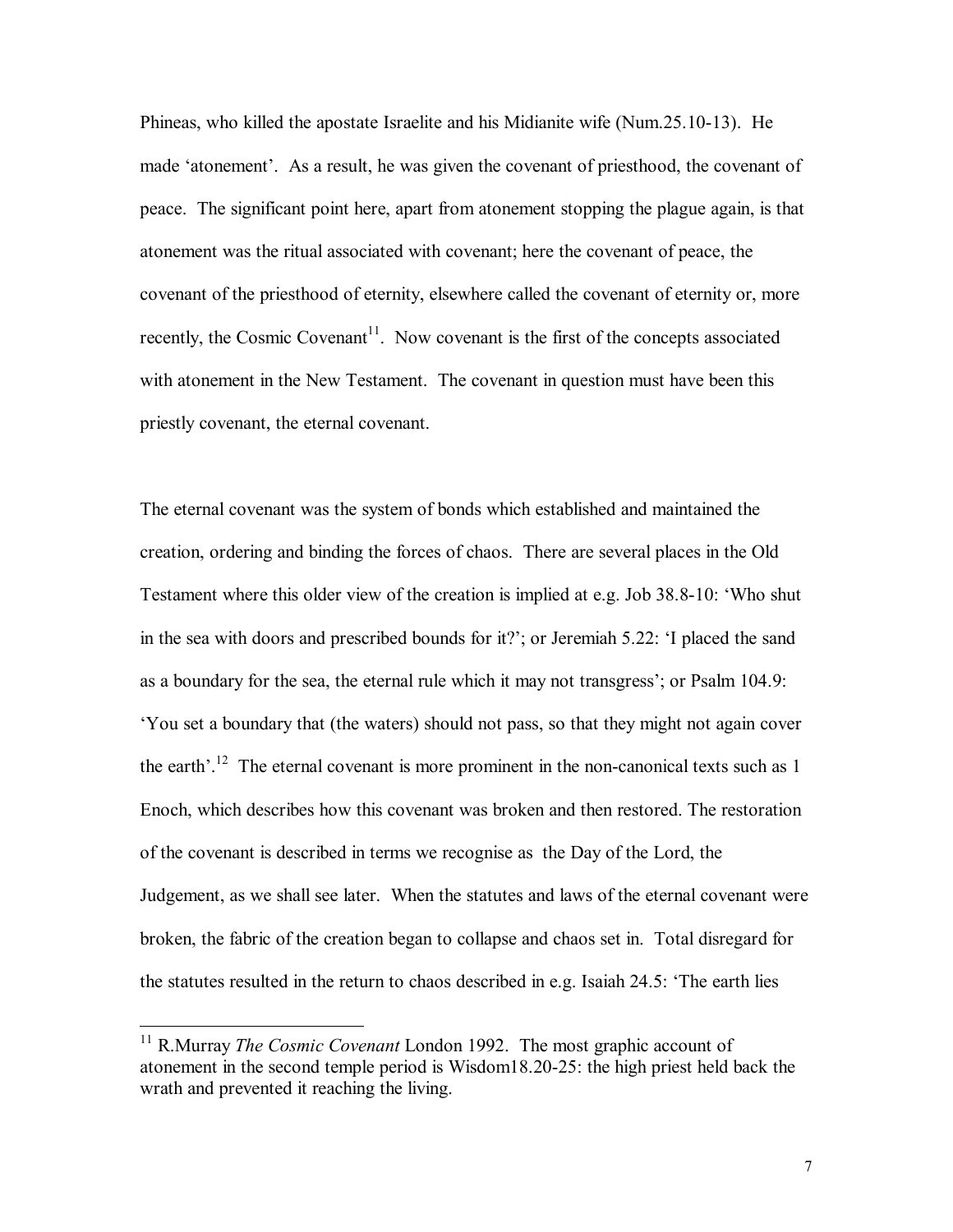Phineas, who killed the apostate Israelite and his Midianite wife (Num.25.10-13). He made 'atonement'. As a result, he was given the covenant of priesthood, the covenant of peace. The significant point here, apart from atonement stopping the plague again, is that atonement was the ritual associated with covenant; here the covenant of peace, the covenant of the priesthood of eternity, elsewhere called the covenant of eternity or, more recently, the Cosmic Covenant[11]. Now covenant is the first of the concepts associated with atonement in the New Testament. The covenant in question must have been this priestly covenant, the eternal covenant.

The eternal covenant was the system of bonds which established and maintained the creation, ordering and binding the forces of chaos. There are several places in the Old Testament where this older view of the creation is implied at e.g. Job 38.8-10: 'Who shut in the sea with doors and prescribed bounds for it?'; or Jeremiah 5.22: 'I placed the sand as a boundary for the sea, the eternal rule which it may not transgress'; or Psalm 104.9: 'You set a boundary that (the waters) should not pass, so that they might not again cover the earth'.[12] The eternal covenant is more prominent in the non-canonical texts such as 1 Enoch, which describes how this covenant was broken and then restored. The restoration of the covenant is described in terms we recognise as the Day of the Lord, the Judgement, as we shall see later. When the statutes and laws of the eternal covenant were broken, the fabric of the creation began to collapse and chaos set in. Total disregard for the statutes resulted in the return to chaos described in e.g. Isaiah 24.5: 'The earth lies

---

[11] R.Murray *The Cosmic Covenant* London 1992. The most graphic account of atonement in the second temple period is Wisdom18.20-25: the high priest held back the wrath and prevented it reaching the living.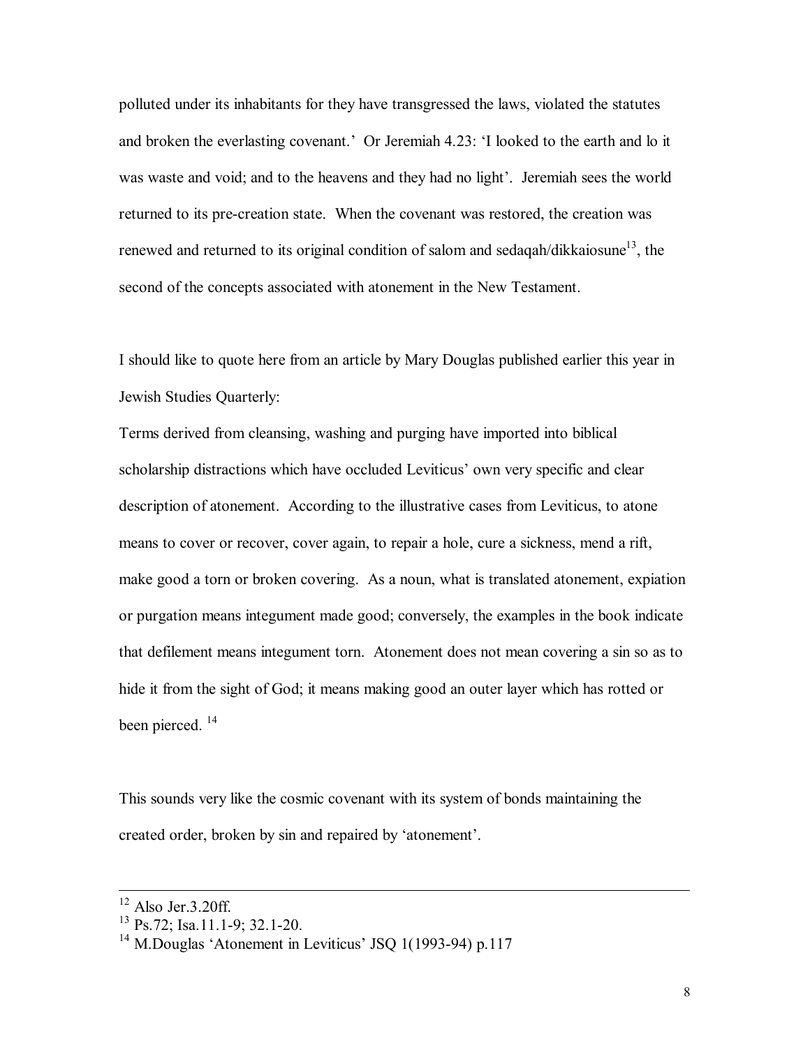polluted under its inhabitants for they have transgressed the laws, violated the statutes and broken the everlasting covenant.' Or Jeremiah 4.23: 'I looked to the earth and lo it was waste and void; and to the heavens and they had no light'. Jeremiah sees the world returned to its pre-creation state. When the covenant was restored, the creation was renewed and returned to its original condition of salom and sedaqah/dikkaiosune[13], the second of the concepts associated with atonement in the New Testament.

I should like to quote here from an article by Mary Douglas published earlier this year in Jewish Studies Quarterly:

Terms derived from cleansing, washing and purging have imported into biblical scholarship distractions which have occluded Leviticus' own very specific and clear description of atonement. According to the illustrative cases from Leviticus, to atone means to cover or recover, cover again, to repair a hole, cure a sickness, mend a rift, make good a torn or broken covering. As a noun, what is translated atonement, expiation or purgation means integument made good; conversely, the examples in the book indicate that defilement means integument torn. Atonement does not mean covering a sin so as to hide it from the sight of God; it means making good an outer layer which has rotted or been pierced. [14]

This sounds very like the cosmic covenant with its system of bonds maintaining the created order, broken by sin and repaired by 'atonement'.

---

[12] Also Jer.3.20ff.

[13] Ps.72; Isa.11.1-9; 32.1-20.

[14] M.Douglas 'Atonement in Leviticus' JSQ 1(1993-94) p.117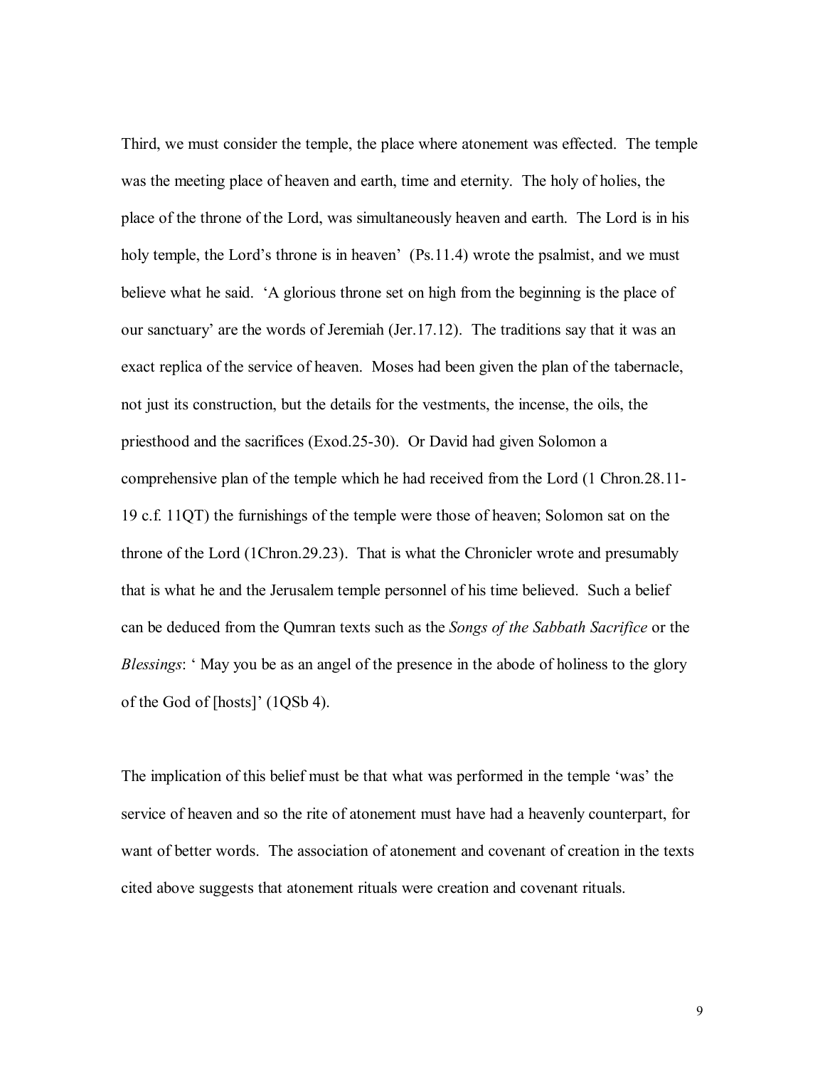Third, we must consider the temple, the place where atonement was effected. The temple was the meeting place of heaven and earth, time and eternity. The holy of holies, the place of the throne of the Lord, was simultaneously heaven and earth. The Lord is in his holy temple, the Lord's throne is in heaven' (Ps.11.4) wrote the psalmist, and we must believe what he said. 'A glorious throne set on high from the beginning is the place of our sanctuary' are the words of Jeremiah (Jer.17.12). The traditions say that it was an exact replica of the service of heaven. Moses had been given the plan of the tabernacle, not just its construction, but the details for the vestments, the incense, the oils, the priesthood and the sacrifices (Exod.25-30). Or David had given Solomon a comprehensive plan of the temple which he had received from the Lord (1 Chron.28.11-19 c.f. 11QT) the furnishings of the temple were those of heaven; Solomon sat on the throne of the Lord (1Chron.29.23). That is what the Chronicler wrote and presumably that is what he and the Jerusalem temple personnel of his time believed. Such a belief can be deduced from the Qumran texts such as the *Songs of the Sabbath Sacrifice* or the *Blessings*: ' May you be as an angel of the presence in the abode of holiness to the glory of the God of [hosts]' (1QSb 4).

The implication of this belief must be that what was performed in the temple 'was' the service of heaven and so the rite of atonement must have had a heavenly counterpart, for want of better words. The association of atonement and covenant of creation in the texts cited above suggests that atonement rituals were creation and covenant rituals.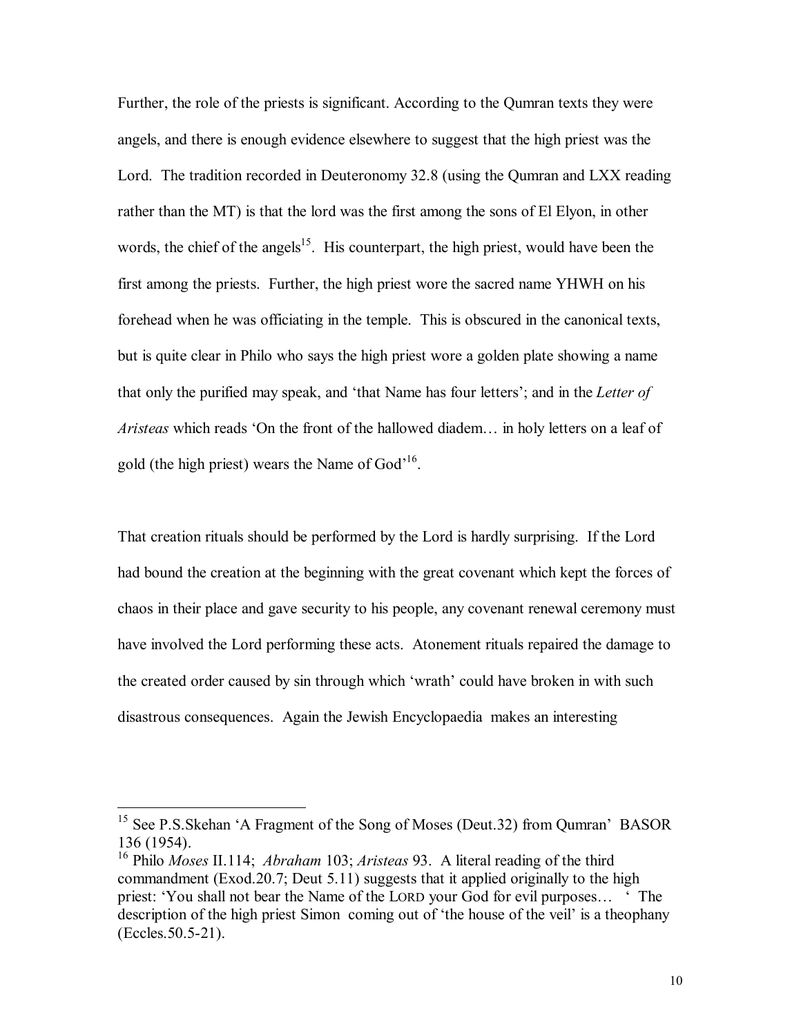Further, the role of the priests is significant. According to the Qumran texts they were angels, and there is enough evidence elsewhere to suggest that the high priest was the Lord. The tradition recorded in Deuteronomy 32.8 (using the Qumran and LXX reading rather than the MT) is that the lord was the first among the sons of El Elyon, in other words, the chief of the angels[15]. His counterpart, the high priest, would have been the first among the priests. Further, the high priest wore the sacred name YHWH on his forehead when he was officiating in the temple. This is obscured in the canonical texts, but is quite clear in Philo who says the high priest wore a golden plate showing a name that only the purified may speak, and 'that Name has four letters'; and in the *Letter of Aristeas* which reads 'On the front of the hallowed diadem… in holy letters on a leaf of gold (the high priest) wears the Name of God'[16].

That creation rituals should be performed by the Lord is hardly surprising. If the Lord had bound the creation at the beginning with the great covenant which kept the forces of chaos in their place and gave security to his people, any covenant renewal ceremony must have involved the Lord performing these acts. Atonement rituals repaired the damage to the created order caused by sin through which 'wrath' could have broken in with such disastrous consequences. Again the Jewish Encyclopaedia makes an interesting

---

[15] See P.S.Skehan 'A Fragment of the Song of Moses (Deut.32) from Qumran' BASOR 136 (1954).

[16] Philo *Moses* II.114; *Abraham* 103; *Aristeas* 93. A literal reading of the third commandment (Exod.20.7; Deut 5.11) suggests that it applied originally to the high priest: 'You shall not bear the Name of the LORD your God for evil purposes… ' The description of the high priest Simon coming out of 'the house of the veil' is a theophany (Eccles.50.5-21).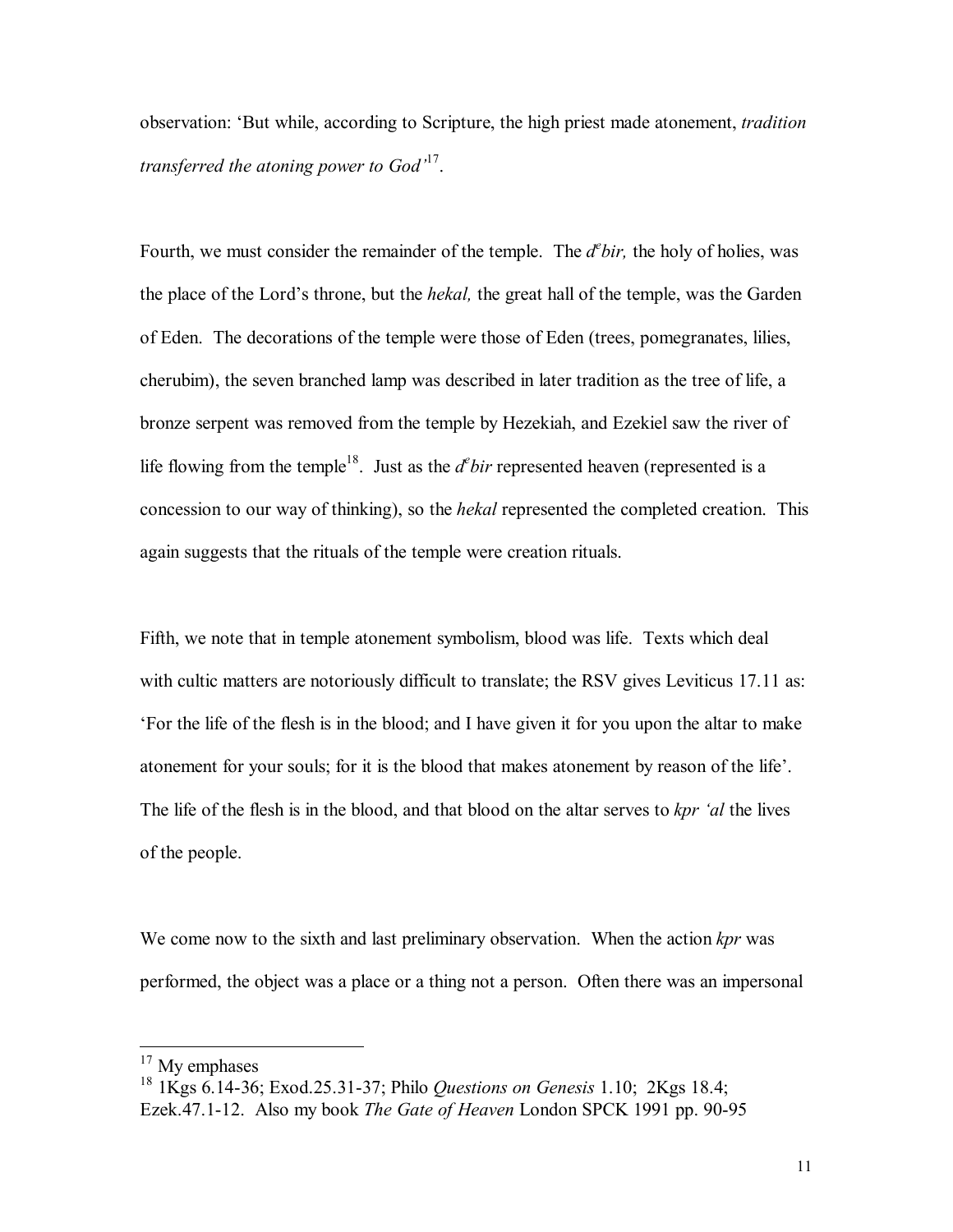observation: 'But while, according to Scripture, the high priest made atonement, *tradition transferred the atoning power to God*'[17].

Fourth, we must consider the remainder of the temple. The *d^ebir,* the holy of holies, was the place of the Lord's throne, but the *hekal,* the great hall of the temple, was the Garden of Eden. The decorations of the temple were those of Eden (trees, pomegranates, lilies, cherubim), the seven branched lamp was described in later tradition as the tree of life, a bronze serpent was removed from the temple by Hezekiah, and Ezekiel saw the river of life flowing from the temple[18]. Just as the *d^ebir* represented heaven (represented is a concession to our way of thinking), so the *hekal* represented the completed creation. This again suggests that the rituals of the temple were creation rituals.

Fifth, we note that in temple atonement symbolism, blood was life. Texts which deal with cultic matters are notoriously difficult to translate; the RSV gives Leviticus 17.11 as: 'For the life of the flesh is in the blood; and I have given it for you upon the altar to make atonement for your souls; for it is the blood that makes atonement by reason of the life'. The life of the flesh is in the blood, and that blood on the altar serves to *kpr 'al* the lives of the people.

We come now to the sixth and last preliminary observation. When the action *kpr* was performed, the object was a place or a thing not a person. Often there was an impersonal

---

[17] My emphases

[18] 1Kgs 6.14-36; Exod.25.31-37; Philo *Questions on Genesis* 1.10; 2Kgs 18.4; Ezek.47.1-12. Also my book *The Gate of Heaven* London SPCK 1991 pp. 90-95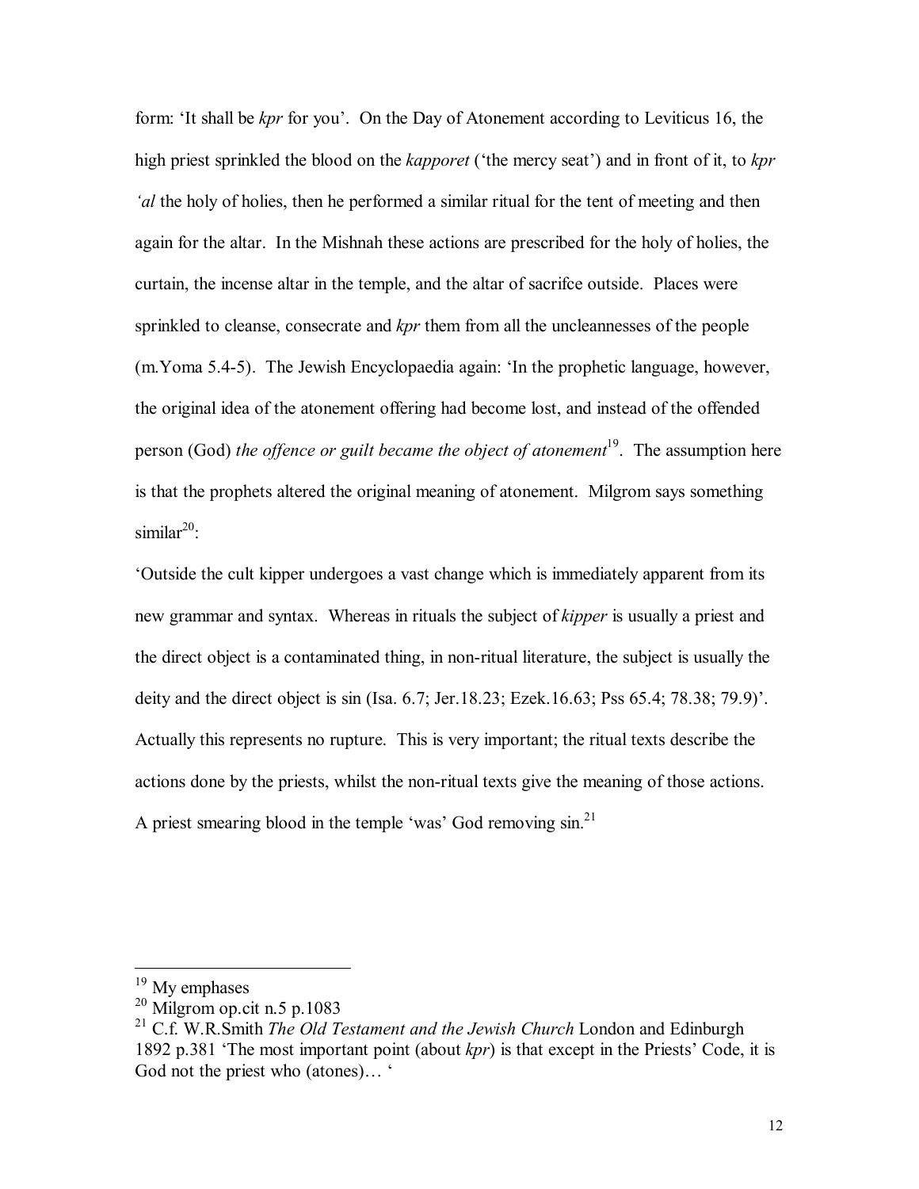form: 'It shall be *kpr* for you'. On the Day of Atonement according to Leviticus 16, the high priest sprinkled the blood on the *kapporet* ('the mercy seat') and in front of it, to *kpr 'al* the holy of holies, then he performed a similar ritual for the tent of meeting and then again for the altar. In the Mishnah these actions are prescribed for the holy of holies, the curtain, the incense altar in the temple, and the altar of sacrifce outside. Places were sprinkled to cleanse, consecrate and *kpr* them from all the uncleannesses of the people (m.Yoma 5.4-5). The Jewish Encyclopaedia again: 'In the prophetic language, however, the original idea of the atonement offering had become lost, and instead of the offended person (God) *the offence or guilt became the object of atonement*[19]. The assumption here is that the prophets altered the original meaning of atonement. Milgrom says something similar[20]:

'Outside the cult kipper undergoes a vast change which is immediately apparent from its new grammar and syntax. Whereas in rituals the subject of *kipper* is usually a priest and the direct object is a contaminated thing, in non-ritual literature, the subject is usually the deity and the direct object is sin (Isa. 6.7; Jer.18.23; Ezek.16.63; Pss 65.4; 78.38; 79.9)'. Actually this represents no rupture. This is very important; the ritual texts describe the actions done by the priests, whilst the non-ritual texts give the meaning of those actions. A priest smearing blood in the temple 'was' God removing sin.[21]

---

[19] My emphases

[20] Milgrom op.cit n.5 p.1083

[21] C.f. W.R.Smith *The Old Testament and the Jewish Church* London and Edinburgh 1892 p.381 'The most important point (about *kpr*) is that except in the Priests' Code, it is God not the priest who (atones)… '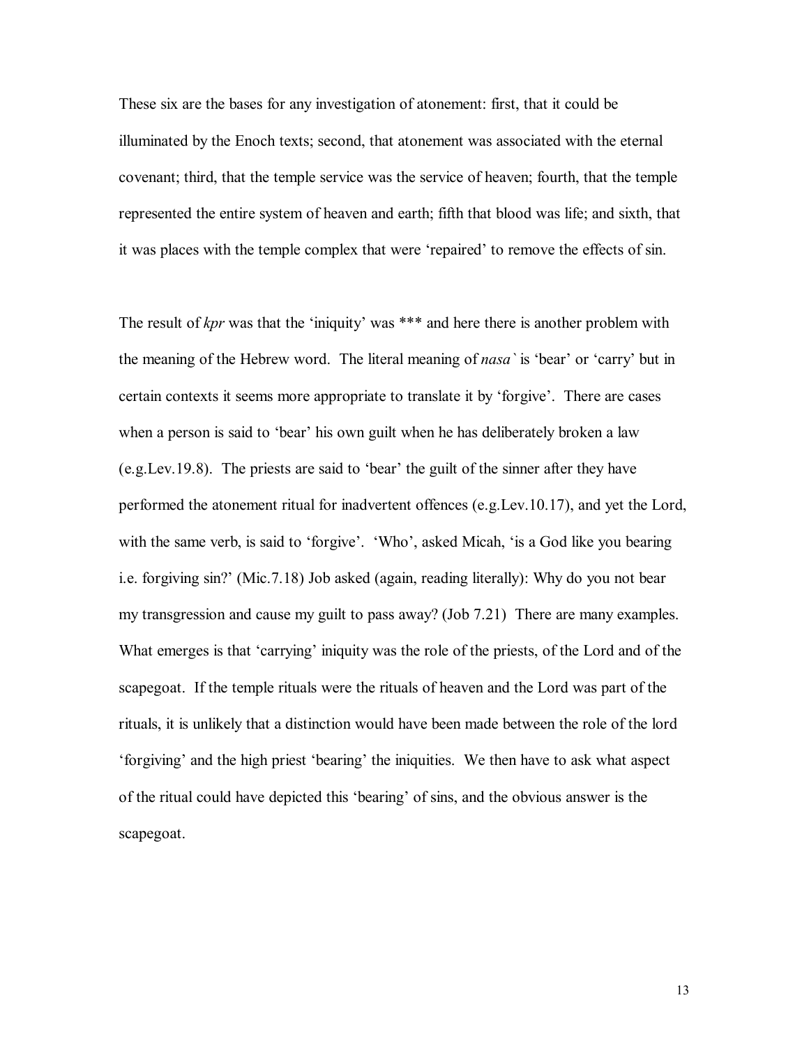These six are the bases for any investigation of atonement: first, that it could be illuminated by the Enoch texts; second, that atonement was associated with the eternal covenant; third, that the temple service was the service of heaven; fourth, that the temple represented the entire system of heaven and earth; fifth that blood was life; and sixth, that it was places with the temple complex that were 'repaired' to remove the effects of sin.

The result of *kpr* was that the 'iniquity' was *** and here there is another problem with the meaning of the Hebrew word. The literal meaning of *nasa`* is 'bear' or 'carry' but in certain contexts it seems more appropriate to translate it by 'forgive'. There are cases when a person is said to 'bear' his own guilt when he has deliberately broken a law (e.g.Lev.19.8). The priests are said to 'bear' the guilt of the sinner after they have performed the atonement ritual for inadvertent offences (e.g.Lev.10.17), and yet the Lord, with the same verb, is said to 'forgive'. 'Who', asked Micah, 'is a God like you bearing i.e. forgiving sin?' (Mic.7.18) Job asked (again, reading literally): Why do you not bear my transgression and cause my guilt to pass away? (Job 7.21) There are many examples. What emerges is that 'carrying' iniquity was the role of the priests, of the Lord and of the scapegoat. If the temple rituals were the rituals of heaven and the Lord was part of the rituals, it is unlikely that a distinction would have been made between the role of the lord 'forgiving' and the high priest 'bearing' the iniquities. We then have to ask what aspect of the ritual could have depicted this 'bearing' of sins, and the obvious answer is the scapegoat.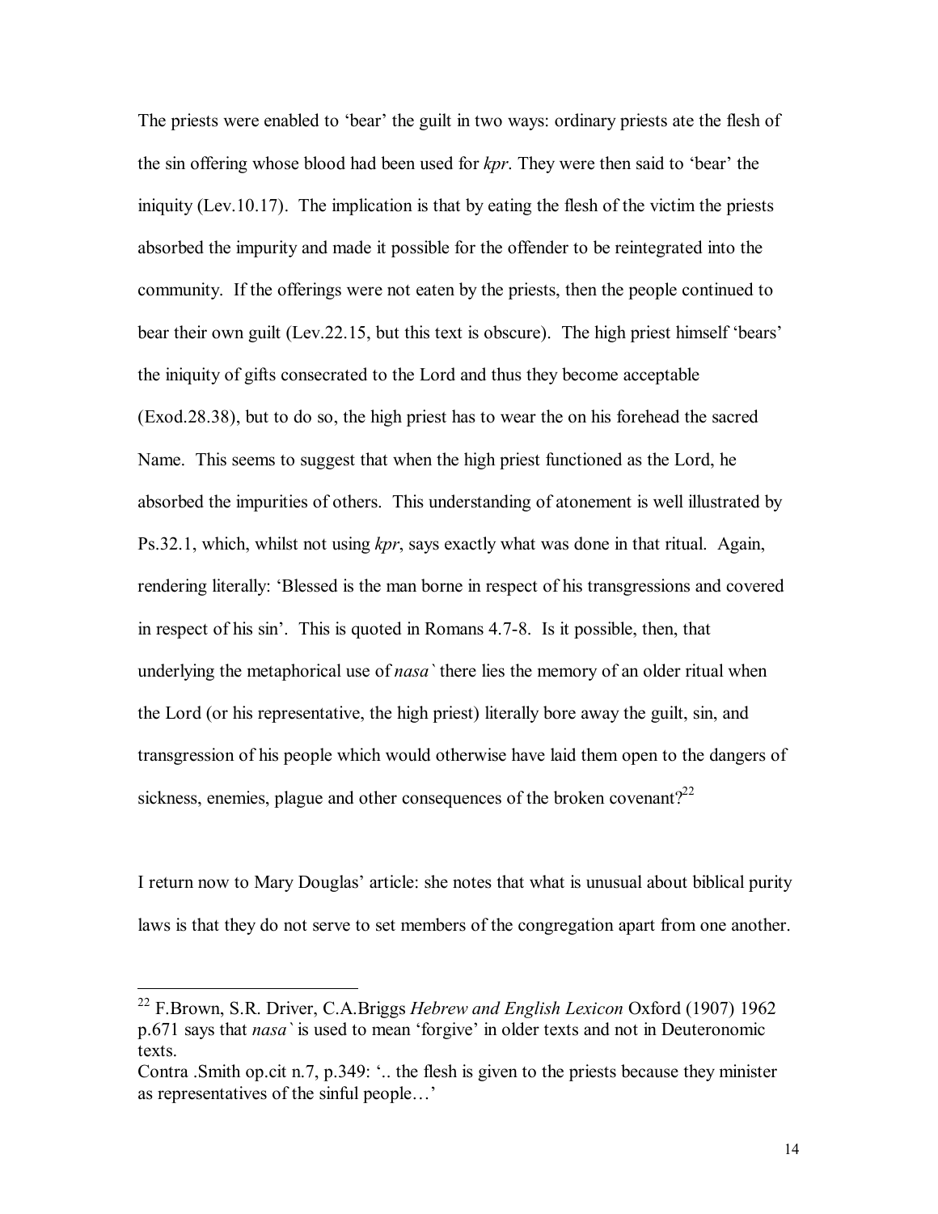The priests were enabled to 'bear' the guilt in two ways: ordinary priests ate the flesh of the sin offering whose blood had been used for *kpr*. They were then said to 'bear' the iniquity (Lev.10.17). The implication is that by eating the flesh of the victim the priests absorbed the impurity and made it possible for the offender to be reintegrated into the community. If the offerings were not eaten by the priests, then the people continued to bear their own guilt (Lev.22.15, but this text is obscure). The high priest himself 'bears' the iniquity of gifts consecrated to the Lord and thus they become acceptable (Exod.28.38), but to do so, the high priest has to wear the on his forehead the sacred Name. This seems to suggest that when the high priest functioned as the Lord, he absorbed the impurities of others. This understanding of atonement is well illustrated by Ps.32.1, which, whilst not using *kpr*, says exactly what was done in that ritual. Again, rendering literally: 'Blessed is the man borne in respect of his transgressions and covered in respect of his sin'. This is quoted in Romans 4.7-8. Is it possible, then, that underlying the metaphorical use of *nasa`* there lies the memory of an older ritual when the Lord (or his representative, the high priest) literally bore away the guilt, sin, and transgression of his people which would otherwise have laid them open to the dangers of sickness, enemies, plague and other consequences of the broken covenant?[22]

I return now to Mary Douglas' article: she notes that what is unusual about biblical purity laws is that they do not serve to set members of the congregation apart from one another.

---

[22] F.Brown, S.R. Driver, C.A.Briggs *Hebrew and English Lexicon* Oxford (1907) 1962 p.671 says that *nasa`* is used to mean 'forgive' in older texts and not in Deuteronomic texts.
Contra .Smith op.cit n.7, p.349: '.. the flesh is given to the priests because they minister as representatives of the sinful people…'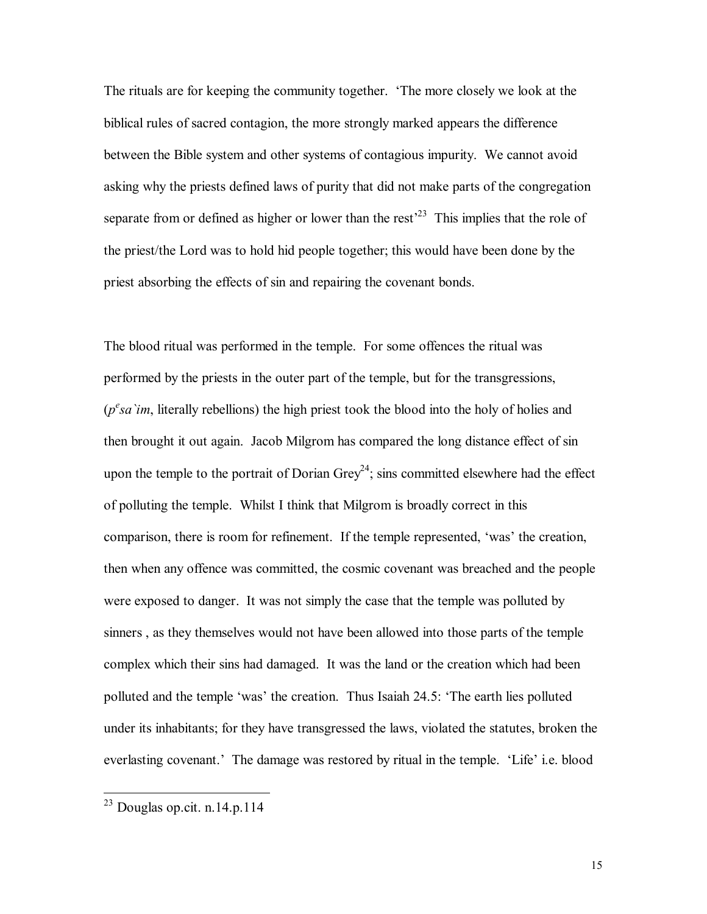The rituals are for keeping the community together. 'The more closely we look at the biblical rules of sacred contagion, the more strongly marked appears the difference between the Bible system and other systems of contagious impurity. We cannot avoid asking why the priests defined laws of purity that did not make parts of the congregation separate from or defined as higher or lower than the rest'[23] This implies that the role of the priest/the Lord was to hold hid people together; this would have been done by the priest absorbing the effects of sin and repairing the covenant bonds.

The blood ritual was performed in the temple. For some offences the ritual was performed by the priests in the outer part of the temple, but for the transgressions, (*p<sup>e</sup>sa`im*, literally rebellions) the high priest took the blood into the holy of holies and then brought it out again. Jacob Milgrom has compared the long distance effect of sin upon the temple to the portrait of Dorian Grey[24]; sins committed elsewhere had the effect of polluting the temple. Whilst I think that Milgrom is broadly correct in this comparison, there is room for refinement. If the temple represented, 'was' the creation, then when any offence was committed, the cosmic covenant was breached and the people were exposed to danger. It was not simply the case that the temple was polluted by sinners , as they themselves would not have been allowed into those parts of the temple complex which their sins had damaged. It was the land or the creation which had been polluted and the temple 'was' the creation. Thus Isaiah 24.5: 'The earth lies polluted under its inhabitants; for they have transgressed the laws, violated the statutes, broken the everlasting covenant.' The damage was restored by ritual in the temple. 'Life' i.e. blood

[23] Douglas op.cit. n.14.p.114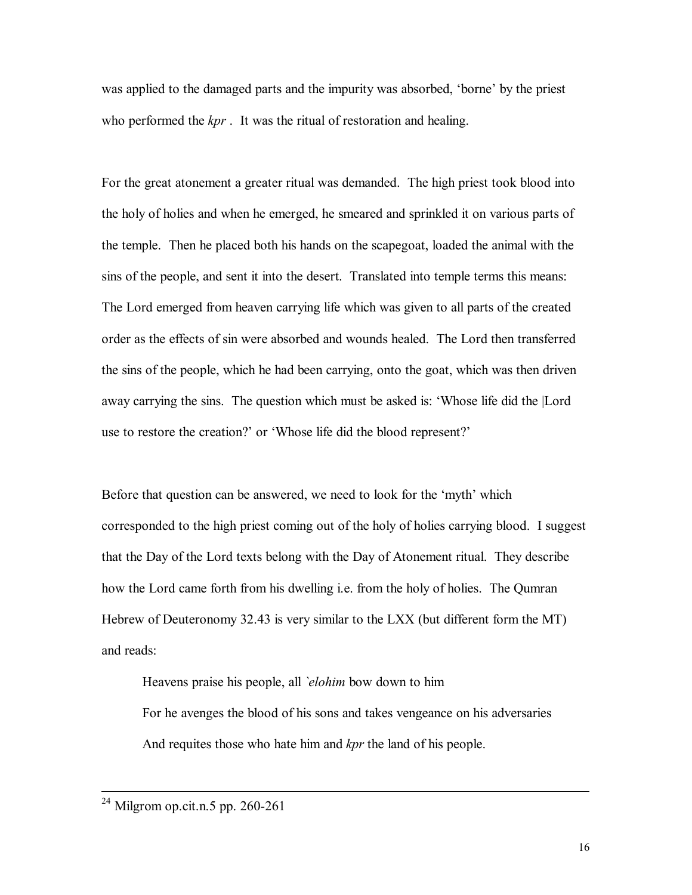was applied to the damaged parts and the impurity was absorbed, 'borne' by the priest who performed the *kpr* . It was the ritual of restoration and healing.

For the great atonement a greater ritual was demanded. The high priest took blood into the holy of holies and when he emerged, he smeared and sprinkled it on various parts of the temple. Then he placed both his hands on the scapegoat, loaded the animal with the sins of the people, and sent it into the desert. Translated into temple terms this means: The Lord emerged from heaven carrying life which was given to all parts of the created order as the effects of sin were absorbed and wounds healed. The Lord then transferred the sins of the people, which he had been carrying, onto the goat, which was then driven away carrying the sins. The question which must be asked is: 'Whose life did the |Lord use to restore the creation?' or 'Whose life did the blood represent?'

Before that question can be answered, we need to look for the 'myth' which corresponded to the high priest coming out of the holy of holies carrying blood. I suggest that the Day of the Lord texts belong with the Day of Atonement ritual. They describe how the Lord came forth from his dwelling i.e. from the holy of holies. The Qumran Hebrew of Deuteronomy 32.43 is very similar to the LXX (but different form the MT) and reads:

> Heavens praise his people, all *`elohim* bow down to him
> For he avenges the blood of his sons and takes vengeance on his adversaries
> And requites those who hate him and *kpr* the land of his people.

---

[24] Milgrom op.cit.n.5 pp. 260-261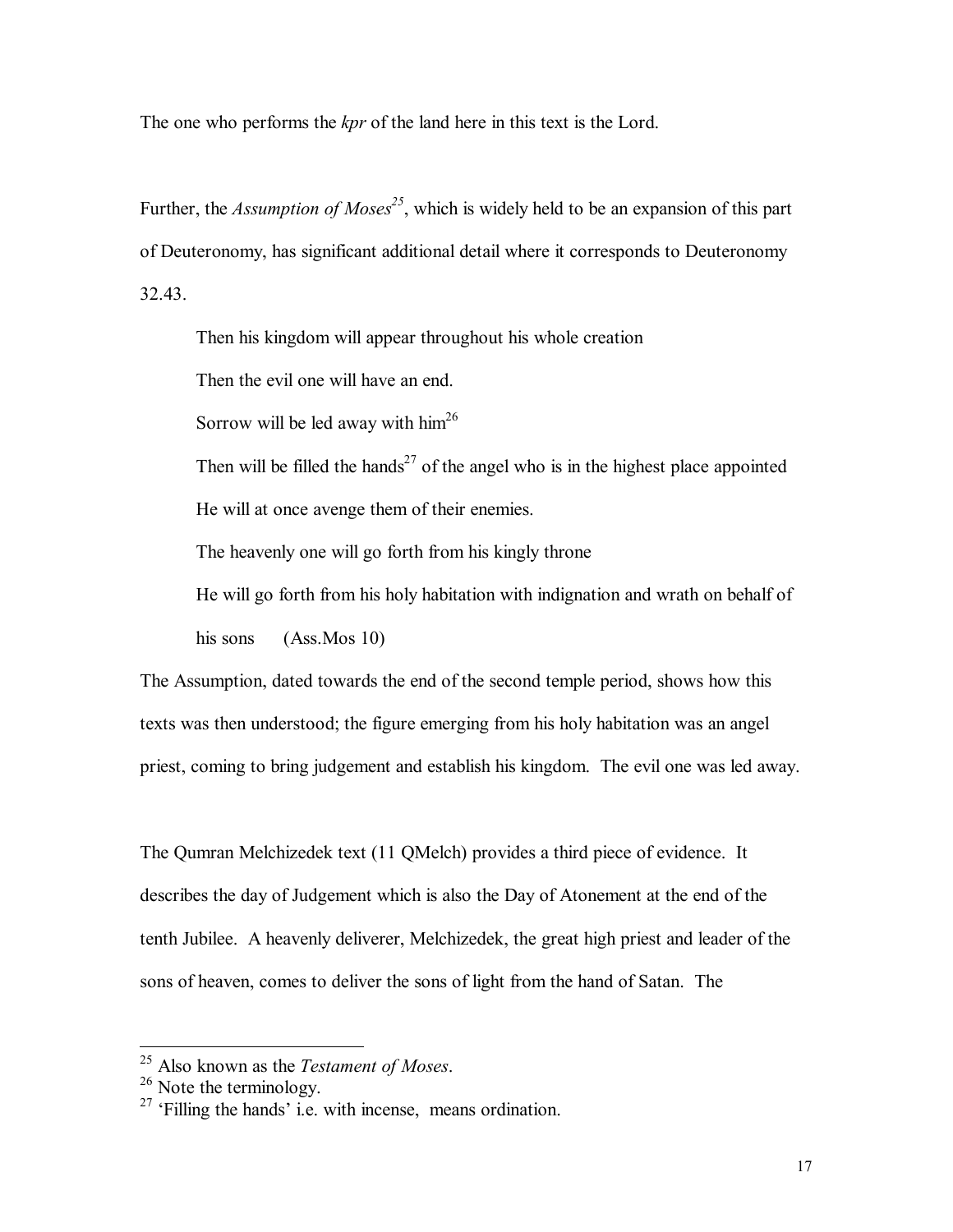The one who performs the *kpr* of the land here in this text is the Lord.

Further, the *Assumption of Moses*[25], which is widely held to be an expansion of this part of Deuteronomy, has significant additional detail where it corresponds to Deuteronomy 32.43.

> Then his kingdom will appear throughout his whole creation
>
> Then the evil one will have an end.
>
> Sorrow will be led away with him[26]
>
> Then will be filled the hands[27] of the angel who is in the highest place appointed
>
> He will at once avenge them of their enemies.
>
> The heavenly one will go forth from his kingly throne
>
> He will go forth from his holy habitation with indignation and wrath on behalf of his sons (Ass.Mos 10)

The Assumption, dated towards the end of the second temple period, shows how this texts was then understood; the figure emerging from his holy habitation was an angel priest, coming to bring judgement and establish his kingdom. The evil one was led away.

The Qumran Melchizedek text (11 QMelch) provides a third piece of evidence. It describes the day of Judgement which is also the Day of Atonement at the end of the tenth Jubilee. A heavenly deliverer, Melchizedek, the great high priest and leader of the sons of heaven, comes to deliver the sons of light from the hand of Satan. The

---

[25] Also known as the *Testament of Moses*.

[26] Note the terminology.

[27] 'Filling the hands' i.e. with incense, means ordination.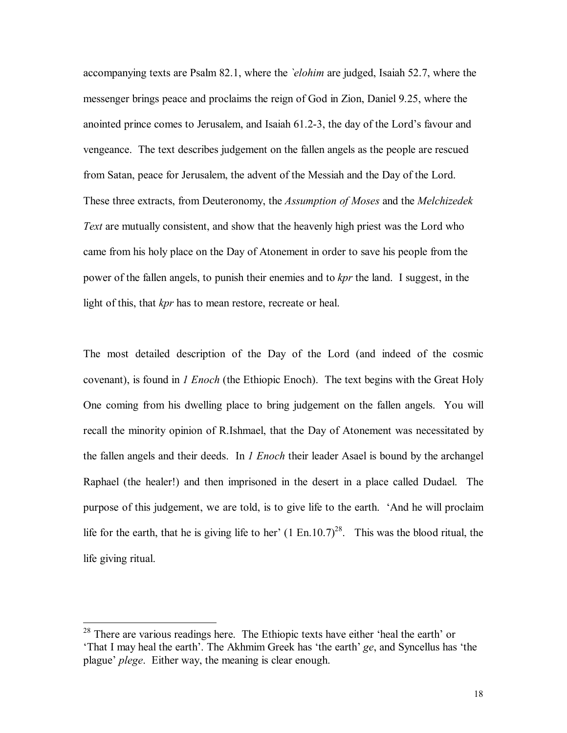accompanying texts are Psalm 82.1, where the *`elohim* are judged, Isaiah 52.7, where the messenger brings peace and proclaims the reign of God in Zion, Daniel 9.25, where the anointed prince comes to Jerusalem, and Isaiah 61.2-3, the day of the Lord's favour and vengeance. The text describes judgement on the fallen angels as the people are rescued from Satan, peace for Jerusalem, the advent of the Messiah and the Day of the Lord. These three extracts, from Deuteronomy, the *Assumption of Moses* and the *Melchizedek Text* are mutually consistent, and show that the heavenly high priest was the Lord who came from his holy place on the Day of Atonement in order to save his people from the power of the fallen angels, to punish their enemies and to *kpr* the land. I suggest, in the light of this, that *kpr* has to mean restore, recreate or heal.

The most detailed description of the Day of the Lord (and indeed of the cosmic covenant), is found in *1 Enoch* (the Ethiopic Enoch). The text begins with the Great Holy One coming from his dwelling place to bring judgement on the fallen angels. You will recall the minority opinion of R.Ishmael, that the Day of Atonement was necessitated by the fallen angels and their deeds. In *1 Enoch* their leader Asael is bound by the archangel Raphael (the healer!) and then imprisoned in the desert in a place called Dudael. The purpose of this judgement, we are told, is to give life to the earth. 'And he will proclaim life for the earth, that he is giving life to her' (1 En.10.7)[28]. This was the blood ritual, the life giving ritual.

---

[28] There are various readings here. The Ethiopic texts have either 'heal the earth' or 'That I may heal the earth'. The Akhmim Greek has 'the earth' *ge*, and Syncellus has 'the plague' *plege*. Either way, the meaning is clear enough.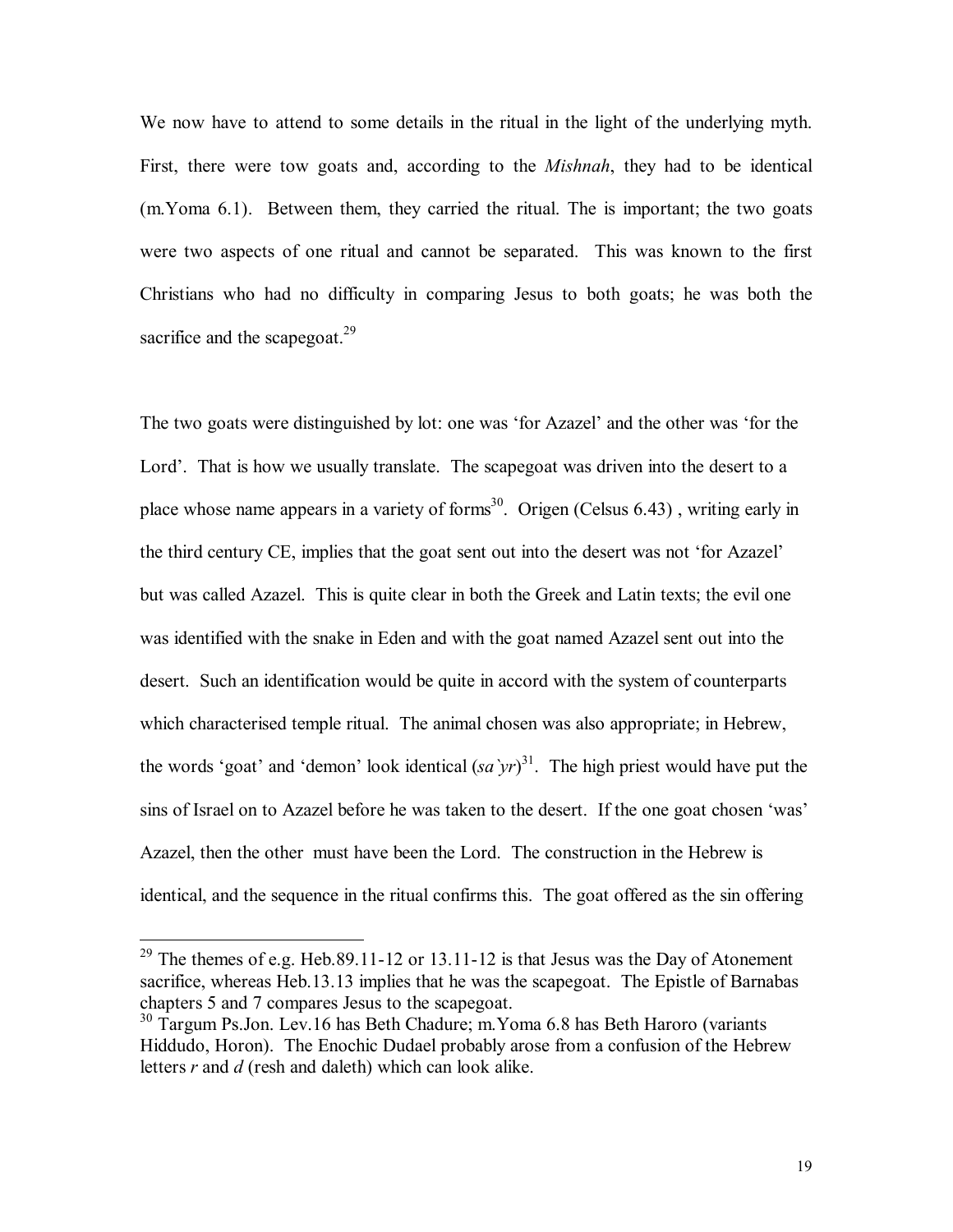We now have to attend to some details in the ritual in the light of the underlying myth. First, there were tow goats and, according to the *Mishnah*, they had to be identical (m.Yoma 6.1). Between them, they carried the ritual. The is important; the two goats were two aspects of one ritual and cannot be separated. This was known to the first Christians who had no difficulty in comparing Jesus to both goats; he was both the sacrifice and the scapegoat.[29]

The two goats were distinguished by lot: one was 'for Azazel' and the other was 'for the Lord'. That is how we usually translate. The scapegoat was driven into the desert to a place whose name appears in a variety of forms[30]. Origen (Celsus 6.43) , writing early in the third century CE, implies that the goat sent out into the desert was not 'for Azazel' but was called Azazel. This is quite clear in both the Greek and Latin texts; the evil one was identified with the snake in Eden and with the goat named Azazel sent out into the desert. Such an identification would be quite in accord with the system of counterparts which characterised temple ritual. The animal chosen was also appropriate; in Hebrew, the words 'goat' and 'demon' look identical (*sa`yr*)[31]. The high priest would have put the sins of Israel on to Azazel before he was taken to the desert. If the one goat chosen 'was' Azazel, then the other must have been the Lord. The construction in the Hebrew is identical, and the sequence in the ritual confirms this. The goat offered as the sin offering

---

[29] The themes of e.g. Heb.89.11-12 or 13.11-12 is that Jesus was the Day of Atonement sacrifice, whereas Heb.13.13 implies that he was the scapegoat. The Epistle of Barnabas chapters 5 and 7 compares Jesus to the scapegoat.

[30] Targum Ps.Jon. Lev.16 has Beth Chadure; m.Yoma 6.8 has Beth Haroro (variants Hiddudo, Horon). The Enochic Dudael probably arose from a confusion of the Hebrew letters *r* and *d* (resh and daleth) which can look alike.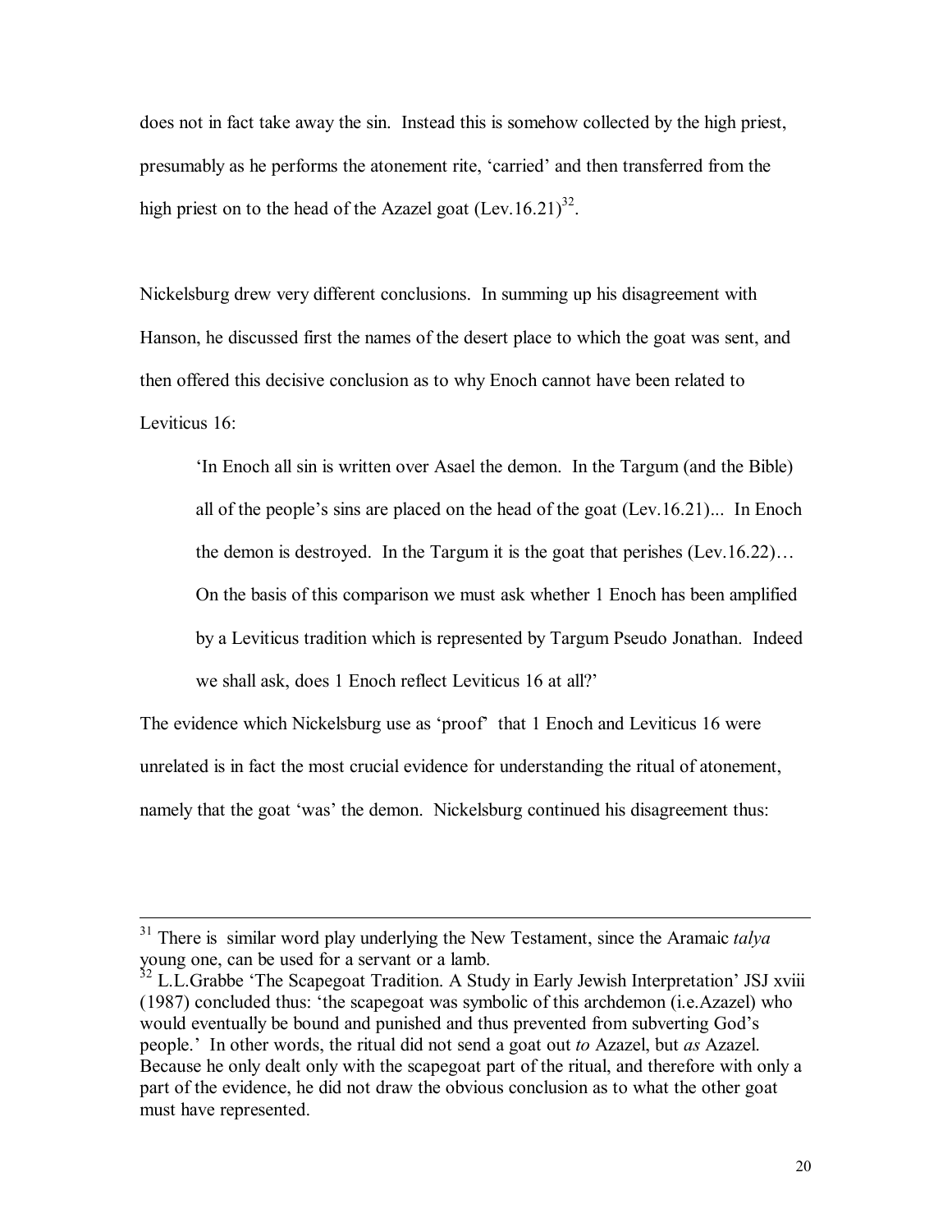does not in fact take away the sin. Instead this is somehow collected by the high priest, presumably as he performs the atonement rite, 'carried' and then transferred from the high priest on to the head of the Azazel goat (Lev.16.21)[32].

Nickelsburg drew very different conclusions. In summing up his disagreement with Hanson, he discussed first the names of the desert place to which the goat was sent, and then offered this decisive conclusion as to why Enoch cannot have been related to Leviticus 16:

> 'In Enoch all sin is written over Asael the demon. In the Targum (and the Bible) all of the people's sins are placed on the head of the goat (Lev.16.21)... In Enoch the demon is destroyed. In the Targum it is the goat that perishes (Lev.16.22)… On the basis of this comparison we must ask whether 1 Enoch has been amplified by a Leviticus tradition which is represented by Targum Pseudo Jonathan. Indeed we shall ask, does 1 Enoch reflect Leviticus 16 at all?'

The evidence which Nickelsburg use as 'proof' that 1 Enoch and Leviticus 16 were unrelated is in fact the most crucial evidence for understanding the ritual of atonement, namely that the goat 'was' the demon. Nickelsburg continued his disagreement thus:

---

[31] There is similar word play underlying the New Testament, since the Aramaic *talya* young one, can be used for a servant or a lamb.

[32] L.L.Grabbe 'The Scapegoat Tradition. A Study in Early Jewish Interpretation' JSJ xviii (1987) concluded thus: 'the scapegoat was symbolic of this archdemon (i.e.Azazel) who would eventually be bound and punished and thus prevented from subverting God's people.' In other words, the ritual did not send a goat out *to* Azazel, but *as* Azazel. Because he only dealt only with the scapegoat part of the ritual, and therefore with only a part of the evidence, he did not draw the obvious conclusion as to what the other goat must have represented.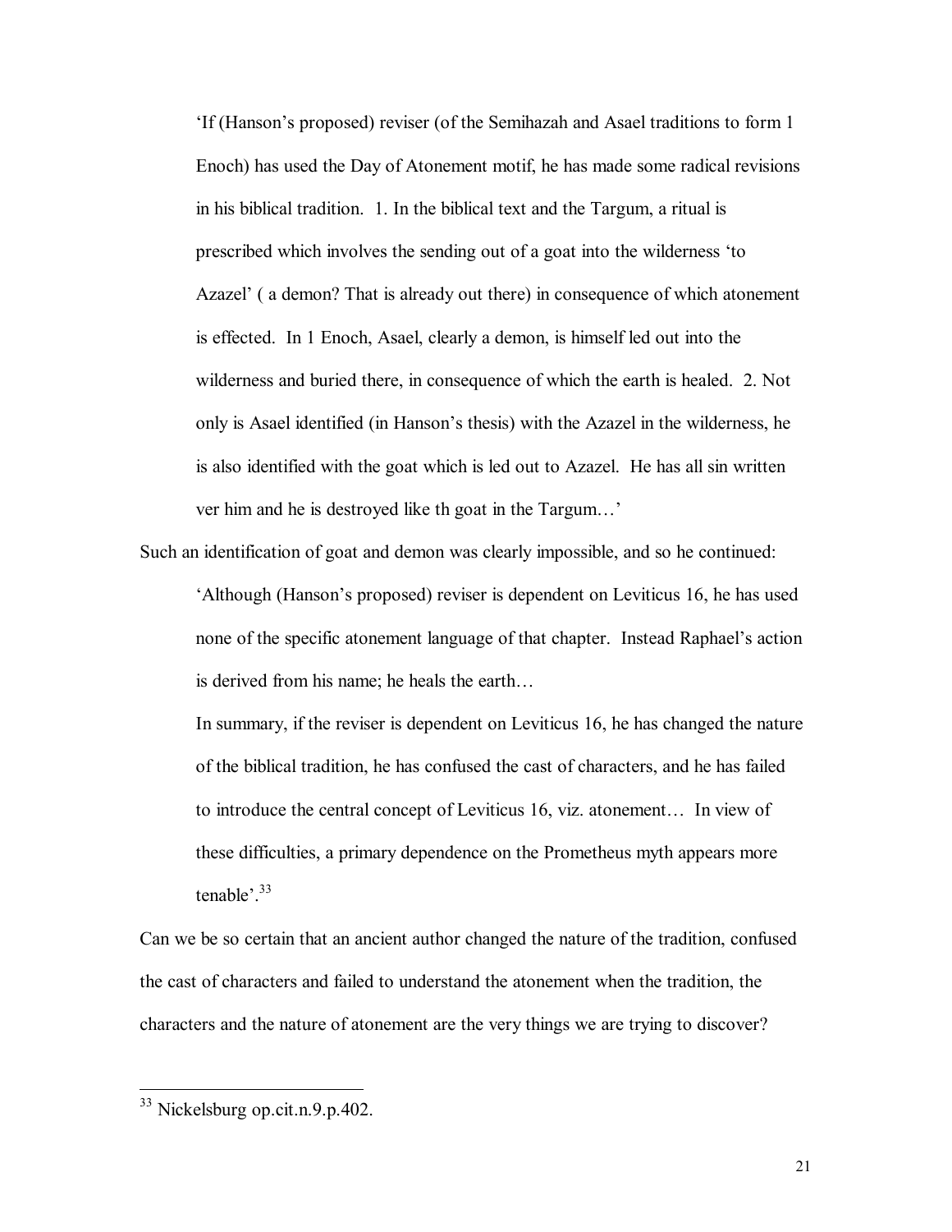> 'If (Hanson's proposed) reviser (of the Semihazah and Asael traditions to form 1 Enoch) has used the Day of Atonement motif, he has made some radical revisions in his biblical tradition. 1. In the biblical text and the Targum, a ritual is prescribed which involves the sending out of a goat into the wilderness 'to Azazel' ( a demon? That is already out there) in consequence of which atonement is effected. In 1 Enoch, Asael, clearly a demon, is himself led out into the wilderness and buried there, in consequence of which the earth is healed. 2. Not only is Asael identified (in Hanson's thesis) with the Azazel in the wilderness, he is also identified with the goat which is led out to Azazel. He has all sin written ver him and he is destroyed like th goat in the Targum…'

Such an identification of goat and demon was clearly impossible, and so he continued:

> 'Although (Hanson's proposed) reviser is dependent on Leviticus 16, he has used none of the specific atonement language of that chapter. Instead Raphael's action is derived from his name; he heals the earth…
>
> In summary, if the reviser is dependent on Leviticus 16, he has changed the nature of the biblical tradition, he has confused the cast of characters, and he has failed to introduce the central concept of Leviticus 16, viz. atonement… In view of these difficulties, a primary dependence on the Prometheus myth appears more tenable'.[33]

Can we be so certain that an ancient author changed the nature of the tradition, confused the cast of characters and failed to understand the atonement when the tradition, the characters and the nature of atonement are the very things we are trying to discover?

---

[33] Nickelsburg op.cit.n.9.p.402.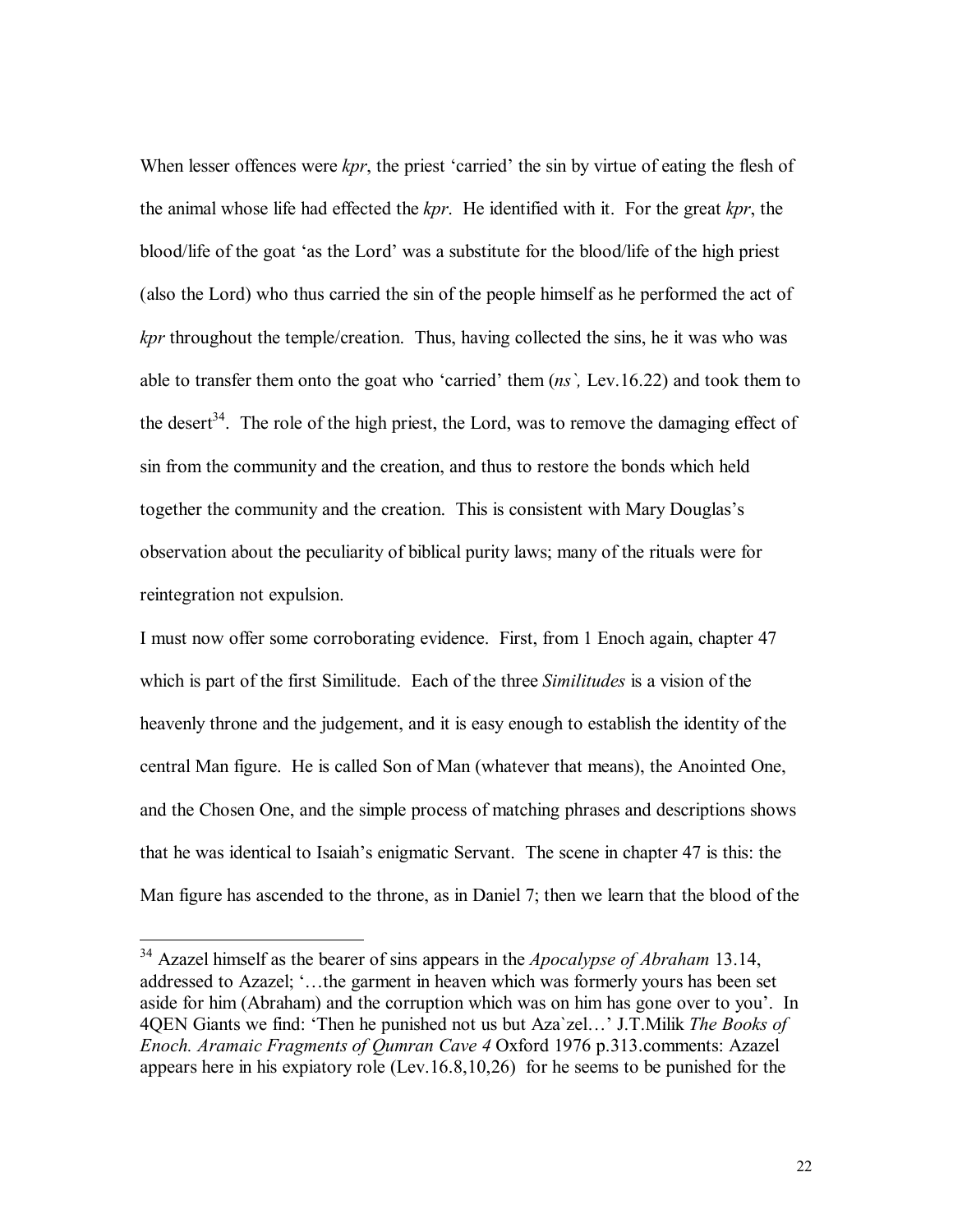When lesser offences were *kpr*, the priest 'carried' the sin by virtue of eating the flesh of the animal whose life had effected the *kpr*. He identified with it. For the great *kpr*, the blood/life of the goat 'as the Lord' was a substitute for the blood/life of the high priest (also the Lord) who thus carried the sin of the people himself as he performed the act of *kpr* throughout the temple/creation. Thus, having collected the sins, he it was who was able to transfer them onto the goat who 'carried' them (*ns`,* Lev.16.22) and took them to the desert[34]. The role of the high priest, the Lord, was to remove the damaging effect of sin from the community and the creation, and thus to restore the bonds which held together the community and the creation. This is consistent with Mary Douglas's observation about the peculiarity of biblical purity laws; many of the rituals were for reintegration not expulsion.

I must now offer some corroborating evidence. First, from 1 Enoch again, chapter 47 which is part of the first Similitude. Each of the three *Similitudes* is a vision of the heavenly throne and the judgement, and it is easy enough to establish the identity of the central Man figure. He is called Son of Man (whatever that means), the Anointed One, and the Chosen One, and the simple process of matching phrases and descriptions shows that he was identical to Isaiah's enigmatic Servant. The scene in chapter 47 is this: the Man figure has ascended to the throne, as in Daniel 7; then we learn that the blood of the

---

[34] Azazel himself as the bearer of sins appears in the *Apocalypse of Abraham* 13.14, addressed to Azazel; '…the garment in heaven which was formerly yours has been set aside for him (Abraham) and the corruption which was on him has gone over to you'. In 4QEN Giants we find: 'Then he punished not us but Aza`zel…' J.T.Milik *The Books of Enoch. Aramaic Fragments of Qumran Cave 4* Oxford 1976 p.313.comments: Azazel appears here in his expiatory role (Lev.16.8,10,26) for he seems to be punished for the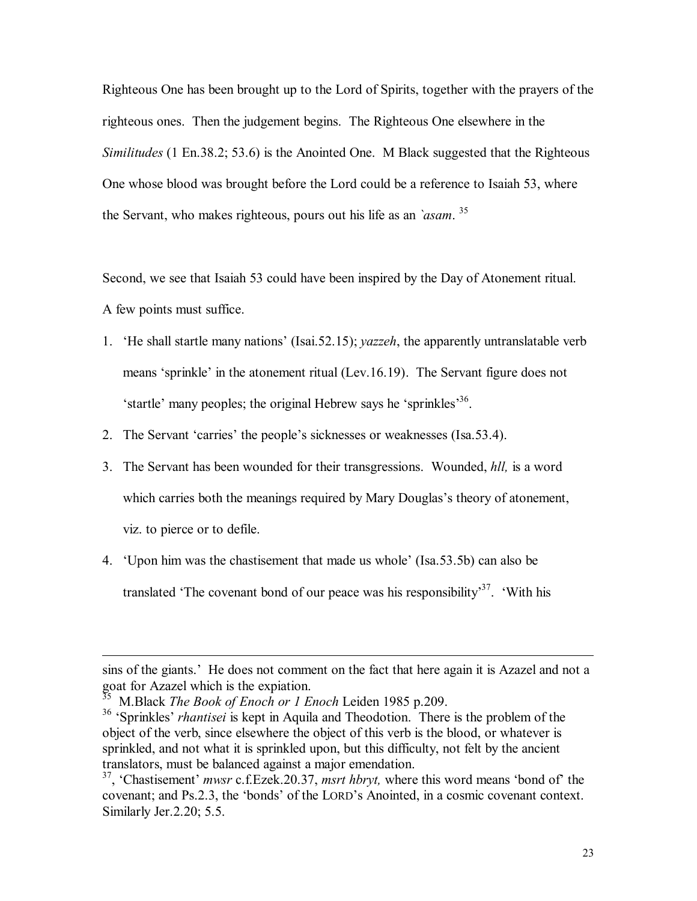Righteous One has been brought up to the Lord of Spirits, together with the prayers of the righteous ones. Then the judgement begins. The Righteous One elsewhere in the *Similitudes* (1 En.38.2; 53.6) is the Anointed One. M Black suggested that the Righteous One whose blood was brought before the Lord could be a reference to Isaiah 53, where the Servant, who makes righteous, pours out his life as an *`asam*. [35]

Second, we see that Isaiah 53 could have been inspired by the Day of Atonement ritual. A few points must suffice.

1. 'He shall startle many nations' (Isai.52.15); *yazzeh*, the apparently untranslatable verb means 'sprinkle' in the atonement ritual (Lev.16.19). The Servant figure does not 'startle' many peoples; the original Hebrew says he 'sprinkles'[36].
2. The Servant 'carries' the people's sicknesses or weaknesses (Isa.53.4).
3. The Servant has been wounded for their transgressions. Wounded, *hll,* is a word which carries both the meanings required by Mary Douglas's theory of atonement, viz. to pierce or to defile.
4. 'Upon him was the chastisement that made us whole' (Isa.53.5b) can also be translated 'The covenant bond of our peace was his responsibility'[37]. 'With his

---

sins of the giants.' He does not comment on the fact that here again it is Azazel and not a goat for Azazel which is the expiation.

[35] M.Black *The Book of Enoch or 1 Enoch* Leiden 1985 p.209.

[36] 'Sprinkles' *rhantisei* is kept in Aquila and Theodotion. There is the problem of the object of the verb, since elsewhere the object of this verb is the blood, or whatever is sprinkled, and not what it is sprinkled upon, but this difficulty, not felt by the ancient translators, must be balanced against a major emendation.

[37], 'Chastisement' *mwsr* c.f.Ezek.20.37, *msrt hbryt,* where this word means 'bond of' the covenant; and Ps.2.3, the 'bonds' of the LORD's Anointed, in a cosmic covenant context. Similarly Jer.2.20; 5.5.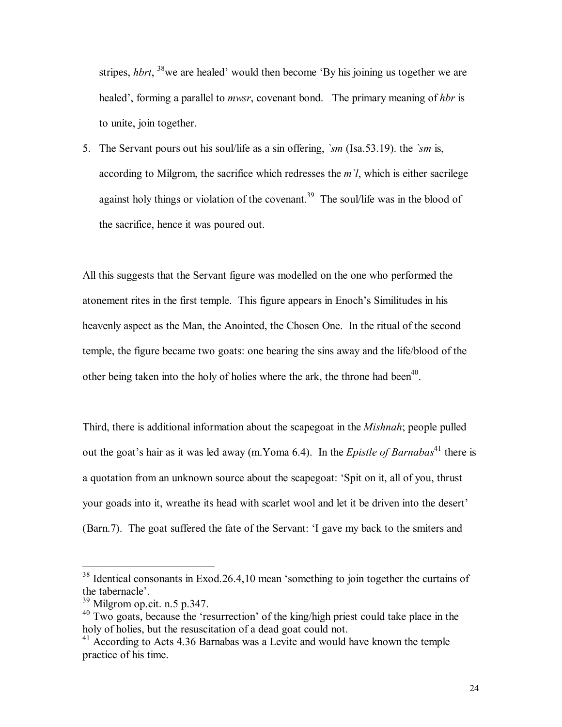stripes, *hbrt*, [38]we are healed' would then become 'By his joining us together we are healed', forming a parallel to *mwsr*, covenant bond. The primary meaning of *hbr* is to unite, join together.

5. The Servant pours out his soul/life as a sin offering, *`sm* (Isa.53.19). the *`sm* is, according to Milgrom, the sacrifice which redresses the *m`l*, which is either sacrilege against holy things or violation of the covenant.[39] The soul/life was in the blood of the sacrifice, hence it was poured out.

All this suggests that the Servant figure was modelled on the one who performed the atonement rites in the first temple. This figure appears in Enoch's Similitudes in his heavenly aspect as the Man, the Anointed, the Chosen One. In the ritual of the second temple, the figure became two goats: one bearing the sins away and the life/blood of the other being taken into the holy of holies where the ark, the throne had been[40].

Third, there is additional information about the scapegoat in the *Mishnah*; people pulled out the goat's hair as it was led away (m.Yoma 6.4). In the *Epistle of Barnabas*[41] there is a quotation from an unknown source about the scapegoat: 'Spit on it, all of you, thrust your goads into it, wreathe its head with scarlet wool and let it be driven into the desert' (Barn.7). The goat suffered the fate of the Servant: 'I gave my back to the smiters and

---

[38] Identical consonants in Exod.26.4,10 mean 'something to join together the curtains of the tabernacle'.

[39] Milgrom op.cit. n.5 p.347.

[40] Two goats, because the 'resurrection' of the king/high priest could take place in the holy of holies, but the resuscitation of a dead goat could not.

[41] According to Acts 4.36 Barnabas was a Levite and would have known the temple practice of his time.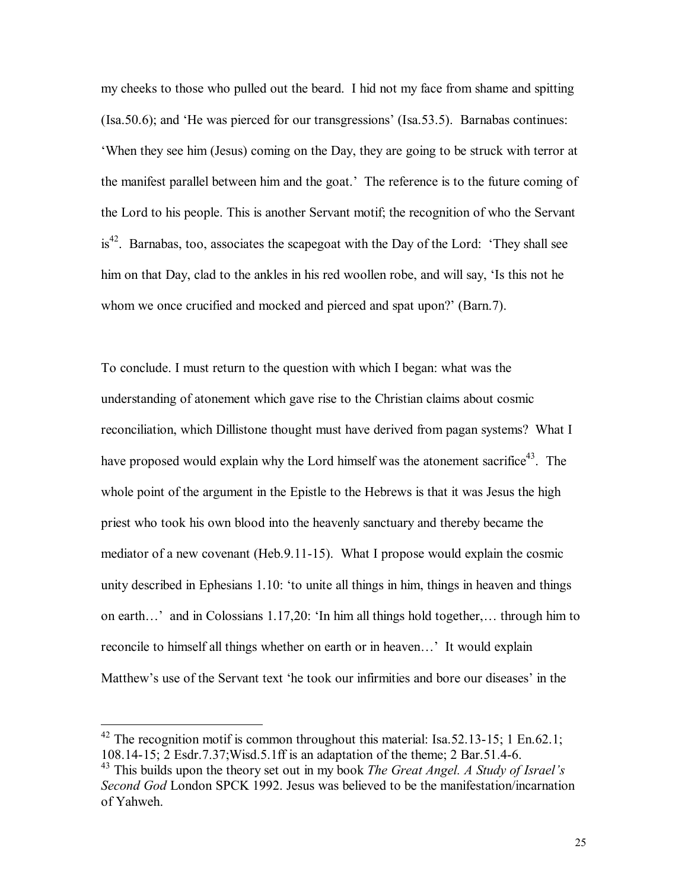my cheeks to those who pulled out the beard. I hid not my face from shame and spitting (Isa.50.6); and 'He was pierced for our transgressions' (Isa.53.5). Barnabas continues: 'When they see him (Jesus) coming on the Day, they are going to be struck with terror at the manifest parallel between him and the goat.' The reference is to the future coming of the Lord to his people. This is another Servant motif; the recognition of who the Servant is[42]. Barnabas, too, associates the scapegoat with the Day of the Lord: 'They shall see him on that Day, clad to the ankles in his red woollen robe, and will say, 'Is this not he whom we once crucified and mocked and pierced and spat upon?' (Barn.7).

To conclude. I must return to the question with which I began: what was the understanding of atonement which gave rise to the Christian claims about cosmic reconciliation, which Dillistone thought must have derived from pagan systems? What I have proposed would explain why the Lord himself was the atonement sacrifice[43]. The whole point of the argument in the Epistle to the Hebrews is that it was Jesus the high priest who took his own blood into the heavenly sanctuary and thereby became the mediator of a new covenant (Heb.9.11-15). What I propose would explain the cosmic unity described in Ephesians 1.10: 'to unite all things in him, things in heaven and things on earth…' and in Colossians 1.17,20: 'In him all things hold together,… through him to reconcile to himself all things whether on earth or in heaven…' It would explain Matthew's use of the Servant text 'he took our infirmities and bore our diseases' in the

---

[42] The recognition motif is common throughout this material: Isa.52.13-15; 1 En.62.1; 108.14-15; 2 Esdr.7.37;Wisd.5.1ff is an adaptation of the theme; 2 Bar.51.4-6.

[43] This builds upon the theory set out in my book *The Great Angel. A Study of Israel's Second God* London SPCK 1992. Jesus was believed to be the manifestation/incarnation of Yahweh.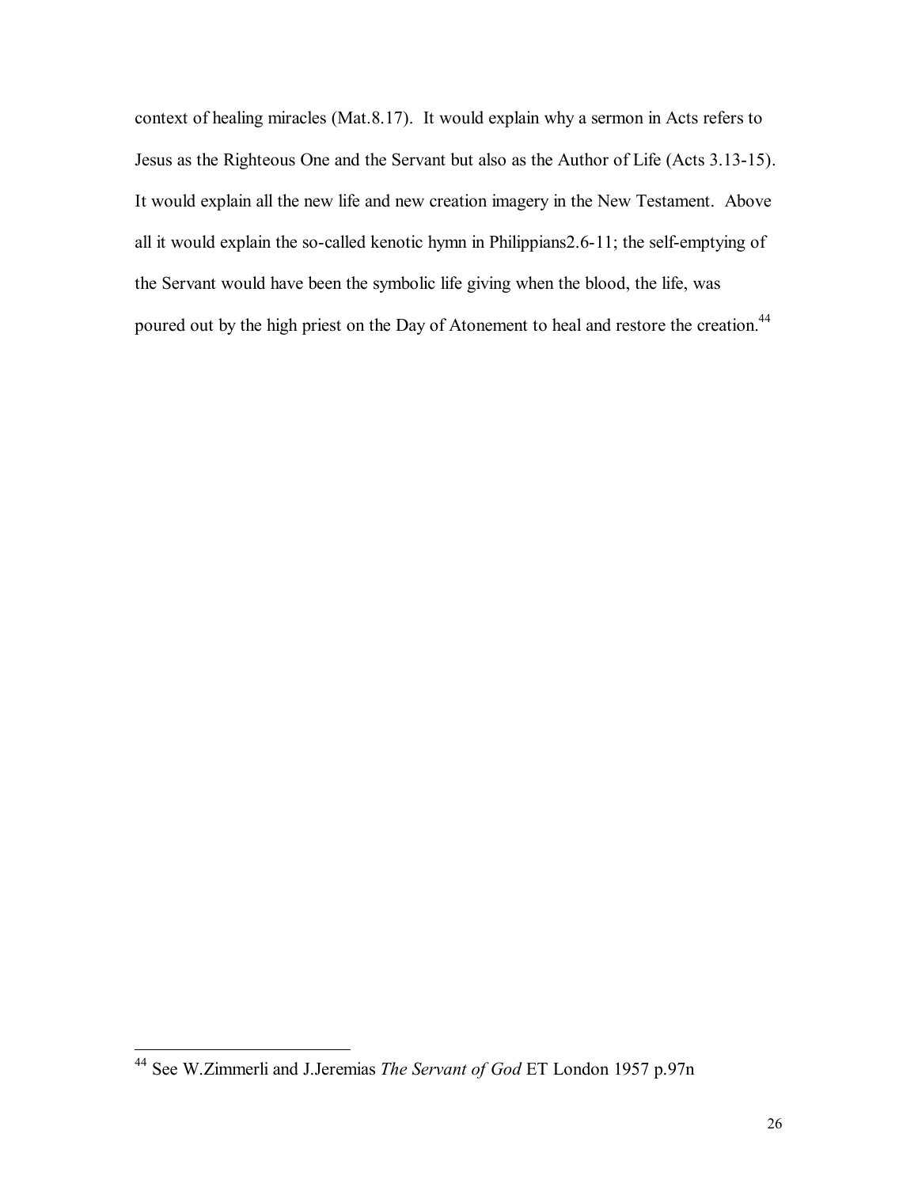context of healing miracles (Mat.8.17). It would explain why a sermon in Acts refers to Jesus as the Righteous One and the Servant but also as the Author of Life (Acts 3.13-15). It would explain all the new life and new creation imagery in the New Testament. Above all it would explain the so-called kenotic hymn in Philippians2.6-11; the self-emptying of the Servant would have been the symbolic life giving when the blood, the life, was poured out by the high priest on the Day of Atonement to heal and restore the creation.[44]

---

[44] See W.Zimmerli and J.Jeremias *The Servant of God* ET London 1957 p.97n